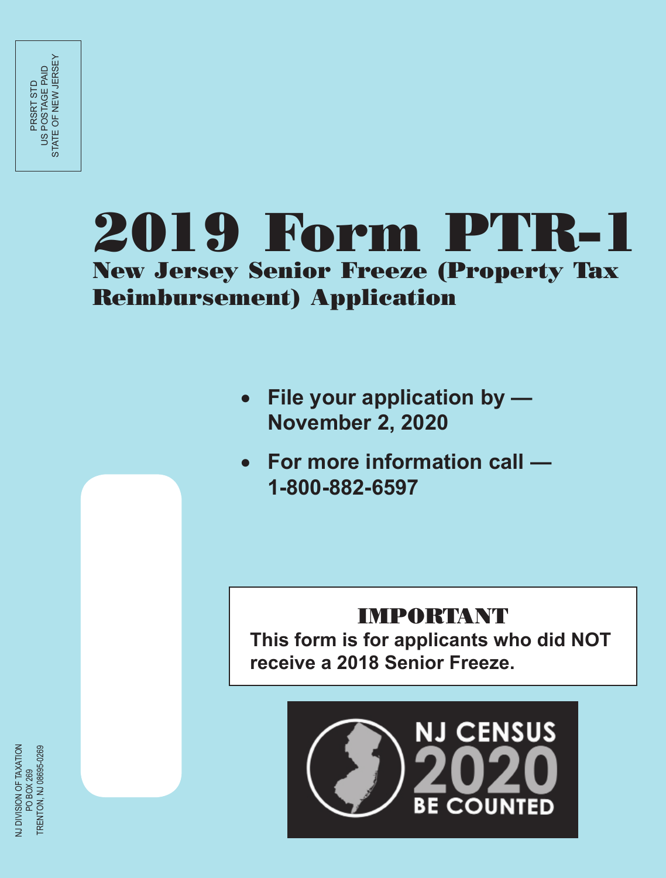PRSRT STD
US POSTAGE PAID
STATE OF NEW JERSEY

# 2019 Form PTR-1

## New Jersey Senior Freeze (Property Tax Reimbursement) Application

- **File your application by — November 2, 2020**
- **For more information call — 1-800-882-6597**

**IMPORTANT**

**This form is for applicants who did NOT receive a 2018 Senior Freeze.**

NJ CENSUS
2020
BE COUNTED

NJ DIVISION OF TAXATION
PO BOX 269
TRENTON, NJ 08695-0269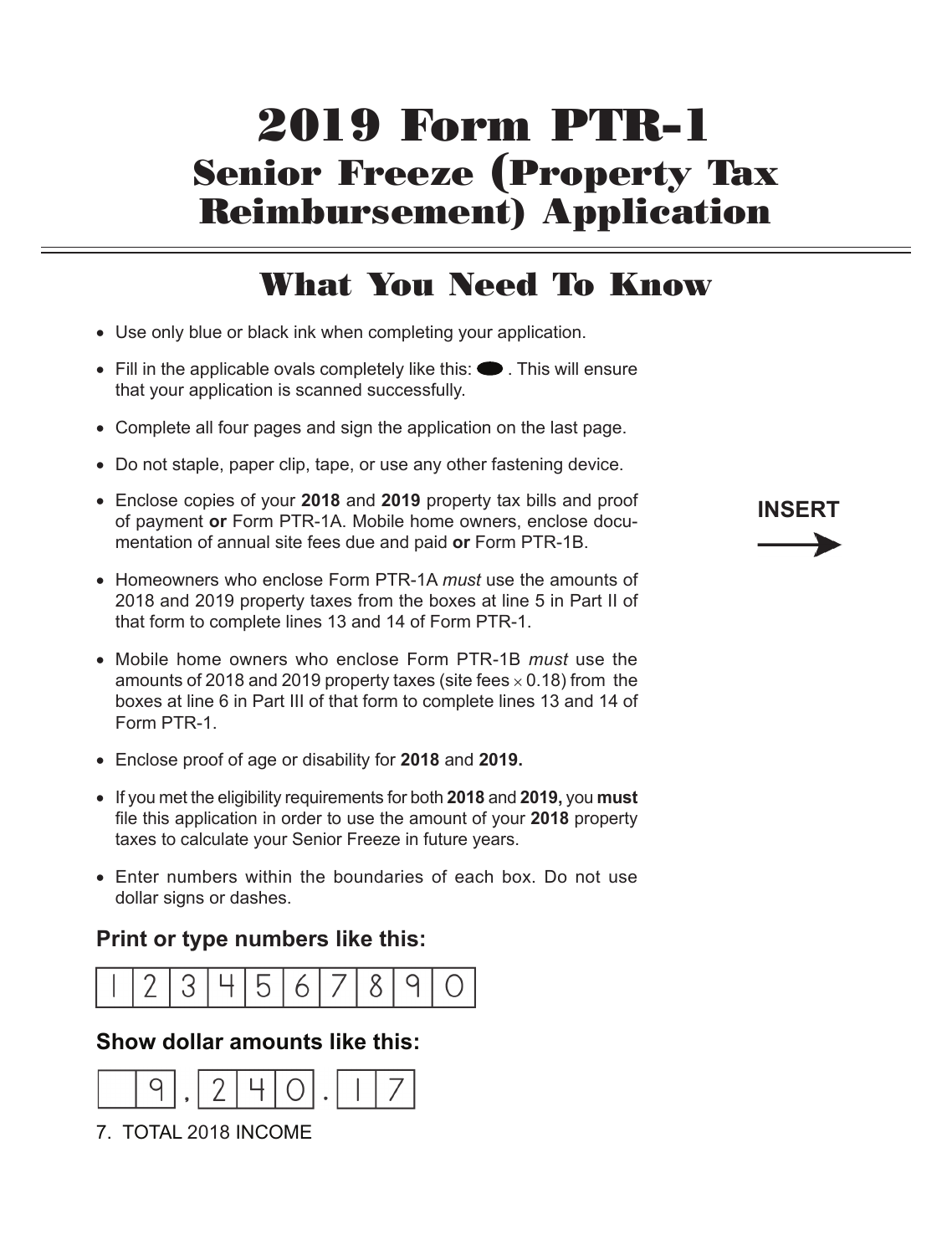# 2019 Form PTR-1

## Senior Freeze (Property Tax Reimbursement) Application

## What You Need To Know

- Use only blue or black ink when completing your application.
- Fill in the applicable ovals completely like this: ⬬ . This will ensure that your application is scanned successfully.
- Complete all four pages and sign the application on the last page.
- Do not staple, paper clip, tape, or use any other fastening device.
- Enclose copies of your **2018** and **2019** property tax bills and proof of payment **or** Form PTR-1A. Mobile home owners, enclose documentation of annual site fees due and paid **or** Form PTR-1B.
- Homeowners who enclose Form PTR-1A *must* use the amounts of 2018 and 2019 property taxes from the boxes at line 5 in Part II of that form to complete lines 13 and 14 of Form PTR-1.
- Mobile home owners who enclose Form PTR-1B *must* use the amounts of 2018 and 2019 property taxes (site fees × 0.18) from the boxes at line 6 in Part III of that form to complete lines 13 and 14 of Form PTR-1.
- Enclose proof of age or disability for **2018** and **2019.**
- If you met the eligibility requirements for both **2018** and **2019,** you **must** file this application in order to use the amount of your **2018** property taxes to calculate your Senior Freeze in future years.
- Enter numbers within the boundaries of each box. Do not use dollar signs or dashes.

**INSERT** →

### Print or type numbers like this:

| | | | | | | | | | |
|---|---|---|---|---|---|---|---|---|---|
| 1 | 2 | 3 | 4 | 5 | 6 | 7 | 8 | 9 | 0 |

### Show dollar amounts like this:

9,240.17

7. TOTAL 2018 INCOME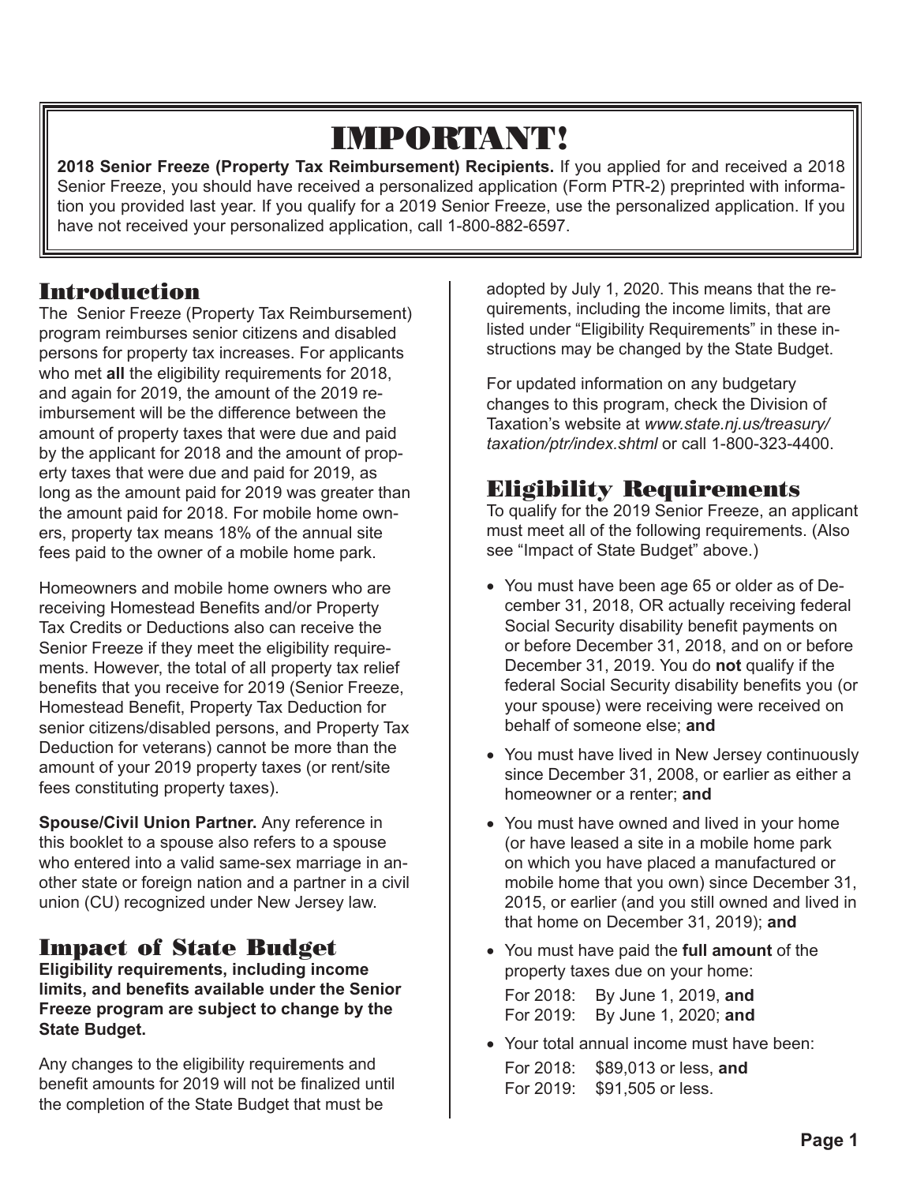# IMPORTANT!

**2018 Senior Freeze (Property Tax Reimbursement) Recipients.** If you applied for and received a 2018 Senior Freeze, you should have received a personalized application (Form PTR-2) preprinted with information you provided last year. If you qualify for a 2019 Senior Freeze, use the personalized application. If you have not received your personalized application, call 1-800-882-6597.

## Introduction

The Senior Freeze (Property Tax Reimbursement) program reimburses senior citizens and disabled persons for property tax increases. For applicants who met **all** the eligibility requirements for 2018, and again for 2019, the amount of the 2019 reimbursement will be the difference between the amount of property taxes that were due and paid by the applicant for 2018 and the amount of property taxes that were due and paid for 2019, as long as the amount paid for 2019 was greater than the amount paid for 2018. For mobile home owners, property tax means 18% of the annual site fees paid to the owner of a mobile home park.

Homeowners and mobile home owners who are receiving Homestead Benefits and/or Property Tax Credits or Deductions also can receive the Senior Freeze if they meet the eligibility requirements. However, the total of all property tax relief benefits that you receive for 2019 (Senior Freeze, Homestead Benefit, Property Tax Deduction for senior citizens/disabled persons, and Property Tax Deduction for veterans) cannot be more than the amount of your 2019 property taxes (or rent/site fees constituting property taxes).

**Spouse/Civil Union Partner.** Any reference in this booklet to a spouse also refers to a spouse who entered into a valid same-sex marriage in another state or foreign nation and a partner in a civil union (CU) recognized under New Jersey law.

## Impact of State Budget

**Eligibility requirements, including income limits, and benefits available under the Senior Freeze program are subject to change by the State Budget.**

Any changes to the eligibility requirements and benefit amounts for 2019 will not be finalized until the completion of the State Budget that must be adopted by July 1, 2020. This means that the requirements, including the income limits, that are listed under "Eligibility Requirements" in these instructions may be changed by the State Budget.

For updated information on any budgetary changes to this program, check the Division of Taxation's website at *www.state.nj.us/treasury/taxation/ptr/index.shtml* or call 1-800-323-4400.

## Eligibility Requirements

To qualify for the 2019 Senior Freeze, an applicant must meet all of the following requirements. (Also see "Impact of State Budget" above.)

- You must have been age 65 or older as of December 31, 2018, OR actually receiving federal Social Security disability benefit payments on or before December 31, 2018, and on or before December 31, 2019. You do **not** qualify if the federal Social Security disability benefits you (or your spouse) were receiving were received on behalf of someone else; **and**
- You must have lived in New Jersey continuously since December 31, 2008, or earlier as either a homeowner or a renter; **and**
- You must have owned and lived in your home (or have leased a site in a mobile home park on which you have placed a manufactured or mobile home that you own) since December 31, 2015, or earlier (and you still owned and lived in that home on December 31, 2019); **and**
- You must have paid the **full amount** of the property taxes due on your home:

  For 2018: By June 1, 2019, **and**
  For 2019: By June 1, 2020; **and**
- Your total annual income must have been:

  For 2018: $89,013 or less, **and**
  For 2019: $91,505 or less.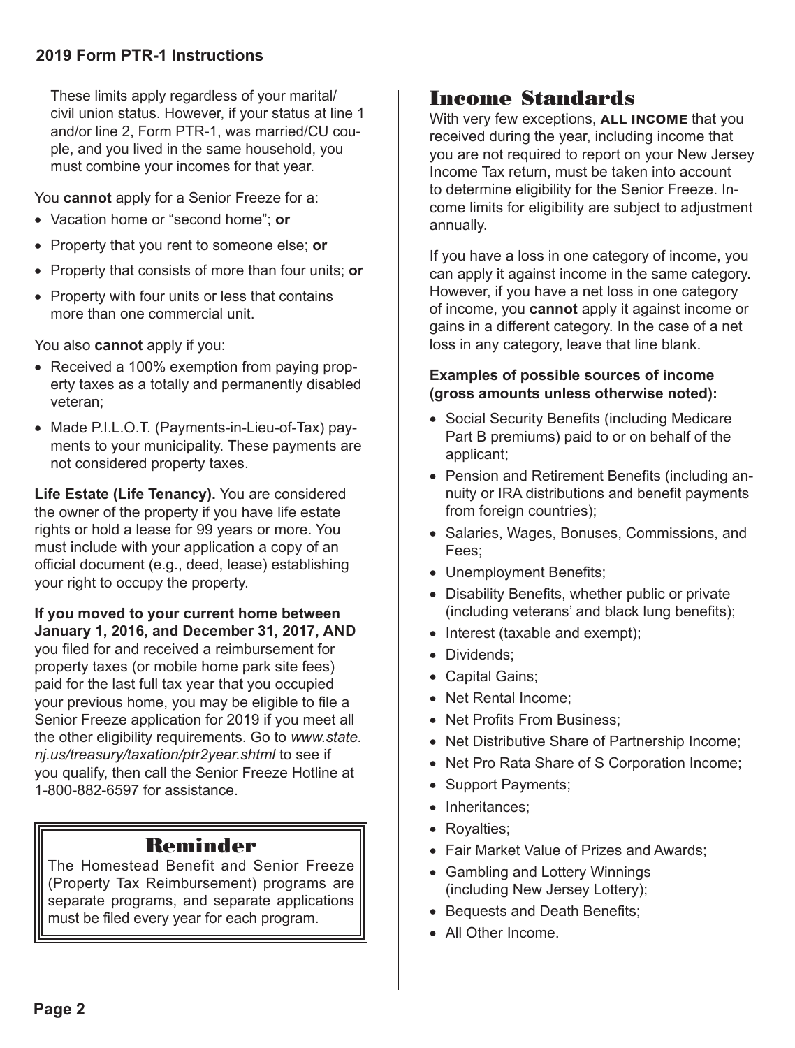These limits apply regardless of your marital/civil union status. However, if your status at line 1 and/or line 2, Form PTR-1, was married/CU couple, and you lived in the same household, you must combine your incomes for that year.

You **cannot** apply for a Senior Freeze for a:

- Vacation home or "second home"; **or**
- Property that you rent to someone else; **or**
- Property that consists of more than four units; **or**
- Property with four units or less that contains more than one commercial unit.

You also **cannot** apply if you:

- Received a 100% exemption from paying property taxes as a totally and permanently disabled veteran;
- Made P.I.L.O.T. (Payments-in-Lieu-of-Tax) payments to your municipality. These payments are not considered property taxes.

**Life Estate (Life Tenancy).** You are considered the owner of the property if you have life estate rights or hold a lease for 99 years or more. You must include with your application a copy of an official document (e.g., deed, lease) establishing your right to occupy the property.

**If you moved to your current home between January 1, 2016, and December 31, 2017, AND** you filed for and received a reimbursement for property taxes (or mobile home park site fees) paid for the last full tax year that you occupied your previous home, you may be eligible to file a Senior Freeze application for 2019 if you meet all the other eligibility requirements. Go to *www.state.nj.us/treasury/taxation/ptr2year.shtml* to see if you qualify, then call the Senior Freeze Hotline at 1-800-882-6597 for assistance.

## Reminder

The Homestead Benefit and Senior Freeze (Property Tax Reimbursement) programs are separate programs, and separate applications must be filed every year for each program.

## Income Standards

With very few exceptions, **ALL INCOME** that you received during the year, including income that you are not required to report on your New Jersey Income Tax return, must be taken into account to determine eligibility for the Senior Freeze. Income limits for eligibility are subject to adjustment annually.

If you have a loss in one category of income, you can apply it against income in the same category. However, if you have a net loss in one category of income, you **cannot** apply it against income or gains in a different category. In the case of a net loss in any category, leave that line blank.

**Examples of possible sources of income (gross amounts unless otherwise noted):**

- Social Security Benefits (including Medicare Part B premiums) paid to or on behalf of the applicant;
- Pension and Retirement Benefits (including annuity or IRA distributions and benefit payments from foreign countries);
- Salaries, Wages, Bonuses, Commissions, and Fees;
- Unemployment Benefits;
- Disability Benefits, whether public or private (including veterans' and black lung benefits);
- Interest (taxable and exempt);
- Dividends;
- Capital Gains;
- Net Rental Income;
- Net Profits From Business;
- Net Distributive Share of Partnership Income;
- Net Pro Rata Share of S Corporation Income;
- Support Payments;
- Inheritances;
- Royalties;
- Fair Market Value of Prizes and Awards;
- Gambling and Lottery Winnings (including New Jersey Lottery);
- Bequests and Death Benefits;
- All Other Income.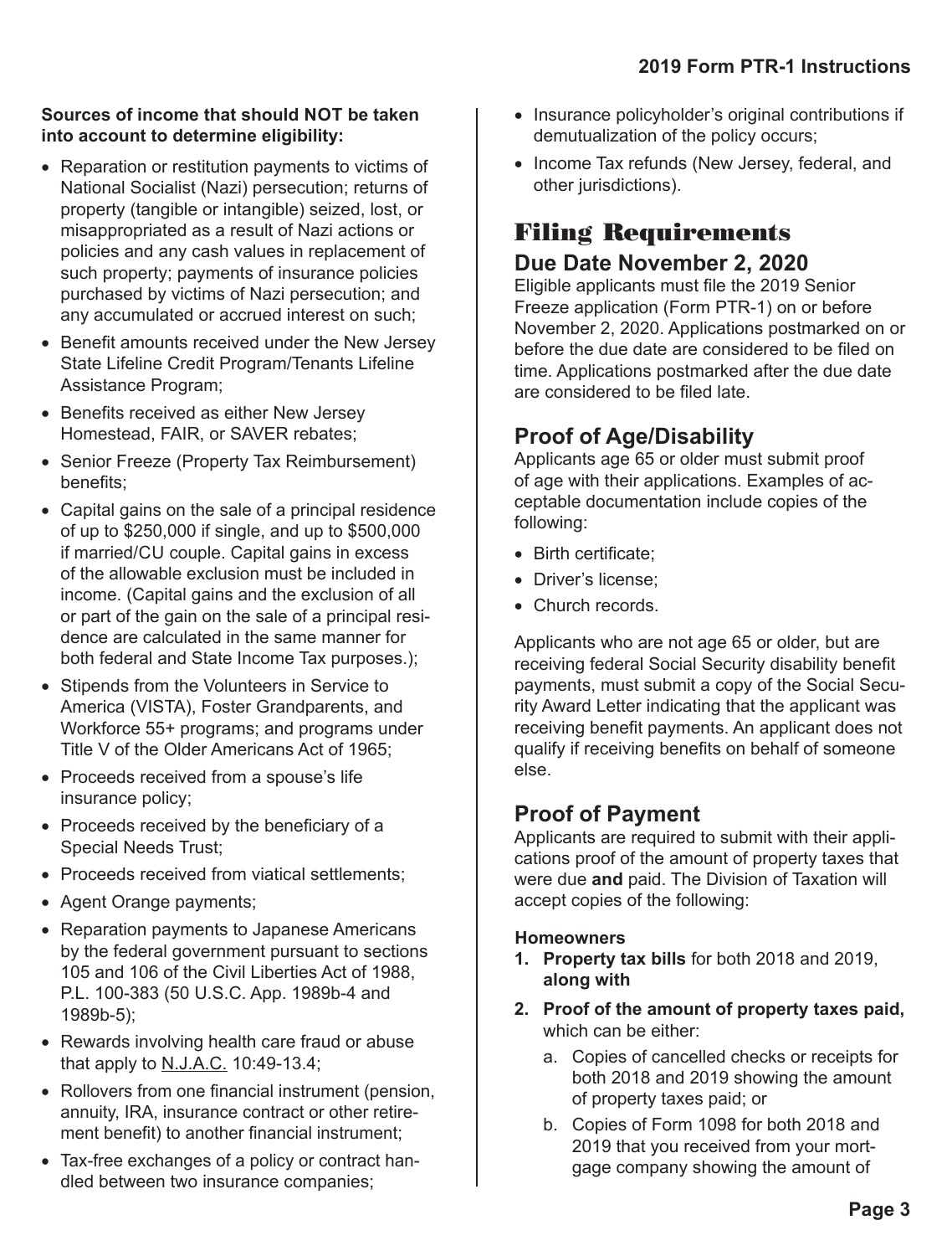**Sources of income that should NOT be taken into account to determine eligibility:**

- Reparation or restitution payments to victims of National Socialist (Nazi) persecution; returns of property (tangible or intangible) seized, lost, or misappropriated as a result of Nazi actions or policies and any cash values in replacement of such property; payments of insurance policies purchased by victims of Nazi persecution; and any accumulated or accrued interest on such;
- Benefit amounts received under the New Jersey State Lifeline Credit Program/Tenants Lifeline Assistance Program;
- Benefits received as either New Jersey Homestead, FAIR, or SAVER rebates;
- Senior Freeze (Property Tax Reimbursement) benefits;
- Capital gains on the sale of a principal residence of up to $250,000 if single, and up to $500,000 if married/CU couple. Capital gains in excess of the allowable exclusion must be included in income. (Capital gains and the exclusion of all or part of the gain on the sale of a principal residence are calculated in the same manner for both federal and State Income Tax purposes.);
- Stipends from the Volunteers in Service to America (VISTA), Foster Grandparents, and Workforce 55+ programs; and programs under Title V of the Older Americans Act of 1965;
- Proceeds received from a spouse's life insurance policy;
- Proceeds received by the beneficiary of a Special Needs Trust;
- Proceeds received from viatical settlements;
- Agent Orange payments;
- Reparation payments to Japanese Americans by the federal government pursuant to sections 105 and 106 of the Civil Liberties Act of 1988, P.L. 100-383 (50 U.S.C. App. 1989b-4 and 1989b-5);
- Rewards involving health care fraud or abuse that apply to N.J.A.C. 10:49-13.4;
- Rollovers from one financial instrument (pension, annuity, IRA, insurance contract or other retirement benefit) to another financial instrument;
- Tax-free exchanges of a policy or contract handled between two insurance companies;
- Insurance policyholder's original contributions if demutualization of the policy occurs;
- Income Tax refunds (New Jersey, federal, and other jurisdictions).

# Filing Requirements

## Due Date November 2, 2020

Eligible applicants must file the 2019 Senior Freeze application (Form PTR-1) on or before November 2, 2020. Applications postmarked on or before the due date are considered to be filed on time. Applications postmarked after the due date are considered to be filed late.

## Proof of Age/Disability

Applicants age 65 or older must submit proof of age with their applications. Examples of acceptable documentation include copies of the following:

- Birth certificate;
- Driver's license;
- Church records.

Applicants who are not age 65 or older, but are receiving federal Social Security disability benefit payments, must submit a copy of the Social Security Award Letter indicating that the applicant was receiving benefit payments. An applicant does not qualify if receiving benefits on behalf of someone else.

## Proof of Payment

Applicants are required to submit with their applications proof of the amount of property taxes that were due **and** paid. The Division of Taxation will accept copies of the following:

**Homeowners**

1. **Property tax bills** for both 2018 and 2019, **along with**
2. **Proof of the amount of property taxes paid,** which can be either:
   a. Copies of cancelled checks or receipts for both 2018 and 2019 showing the amount of property taxes paid; or
   b. Copies of Form 1098 for both 2018 and 2019 that you received from your mortgage company showing the amount of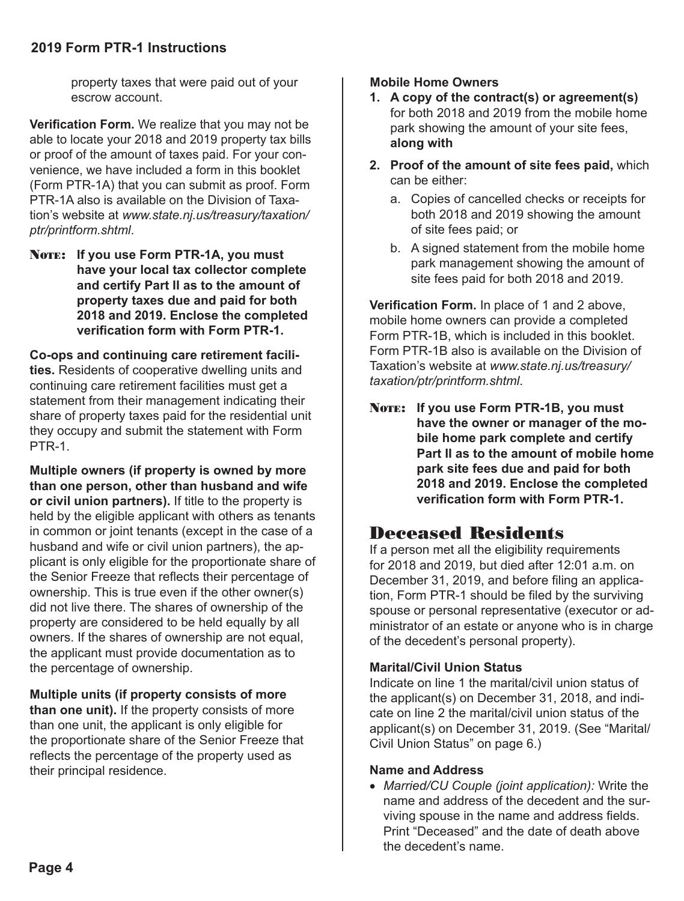property taxes that were paid out of your escrow account.

**Verification Form.** We realize that you may not be able to locate your 2018 and 2019 property tax bills or proof of the amount of taxes paid. For your convenience, we have included a form in this booklet (Form PTR-1A) that you can submit as proof. Form PTR-1A also is available on the Division of Taxation's website at *www.state.nj.us/treasury/taxation/ptr/printform.shtml*.

**Note: If you use Form PTR-1A, you must have your local tax collector complete and certify Part II as to the amount of property taxes due and paid for both 2018 and 2019. Enclose the completed verification form with Form PTR-1.**

**Co-ops and continuing care retirement facilities.** Residents of cooperative dwelling units and continuing care retirement facilities must get a statement from their management indicating their share of property taxes paid for the residential unit they occupy and submit the statement with Form PTR-1.

**Multiple owners (if property is owned by more than one person, other than husband and wife or civil union partners).** If title to the property is held by the eligible applicant with others as tenants in common or joint tenants (except in the case of a husband and wife or civil union partners), the applicant is only eligible for the proportionate share of the Senior Freeze that reflects their percentage of ownership. This is true even if the other owner(s) did not live there. The shares of ownership of the property are considered to be held equally by all owners. If the shares of ownership are not equal, the applicant must provide documentation as to the percentage of ownership.

**Multiple units (if property consists of more than one unit).** If the property consists of more than one unit, the applicant is only eligible for the proportionate share of the Senior Freeze that reflects the percentage of the property used as their principal residence.

**Mobile Home Owners**

1. **A copy of the contract(s) or agreement(s)** for both 2018 and 2019 from the mobile home park showing the amount of your site fees, **along with**
2. **Proof of the amount of site fees paid,** which can be either:
   a. Copies of cancelled checks or receipts for both 2018 and 2019 showing the amount of site fees paid; or
   b. A signed statement from the mobile home park management showing the amount of site fees paid for both 2018 and 2019.

**Verification Form.** In place of 1 and 2 above, mobile home owners can provide a completed Form PTR-1B, which is included in this booklet. Form PTR-1B also is available on the Division of Taxation's website at *www.state.nj.us/treasury/taxation/ptr/printform.shtml*.

**Note: If you use Form PTR-1B, you must have the owner or manager of the mobile home park complete and certify Part II as to the amount of mobile home park site fees due and paid for both 2018 and 2019. Enclose the completed verification form with Form PTR-1.**

# Deceased Residents

If a person met all the eligibility requirements for 2018 and 2019, but died after 12:01 a.m. on December 31, 2019, and before filing an application, Form PTR-1 should be filed by the surviving spouse or personal representative (executor or administrator of an estate or anyone who is in charge of the decedent's personal property).

**Marital/Civil Union Status**

Indicate on line 1 the marital/civil union status of the applicant(s) on December 31, 2018, and indicate on line 2 the marital/civil union status of the applicant(s) on December 31, 2019. (See "Marital/Civil Union Status" on page 6.)

**Name and Address**

- *Married/CU Couple (joint application):* Write the name and address of the decedent and the surviving spouse in the name and address fields. Print "Deceased" and the date of death above the decedent's name.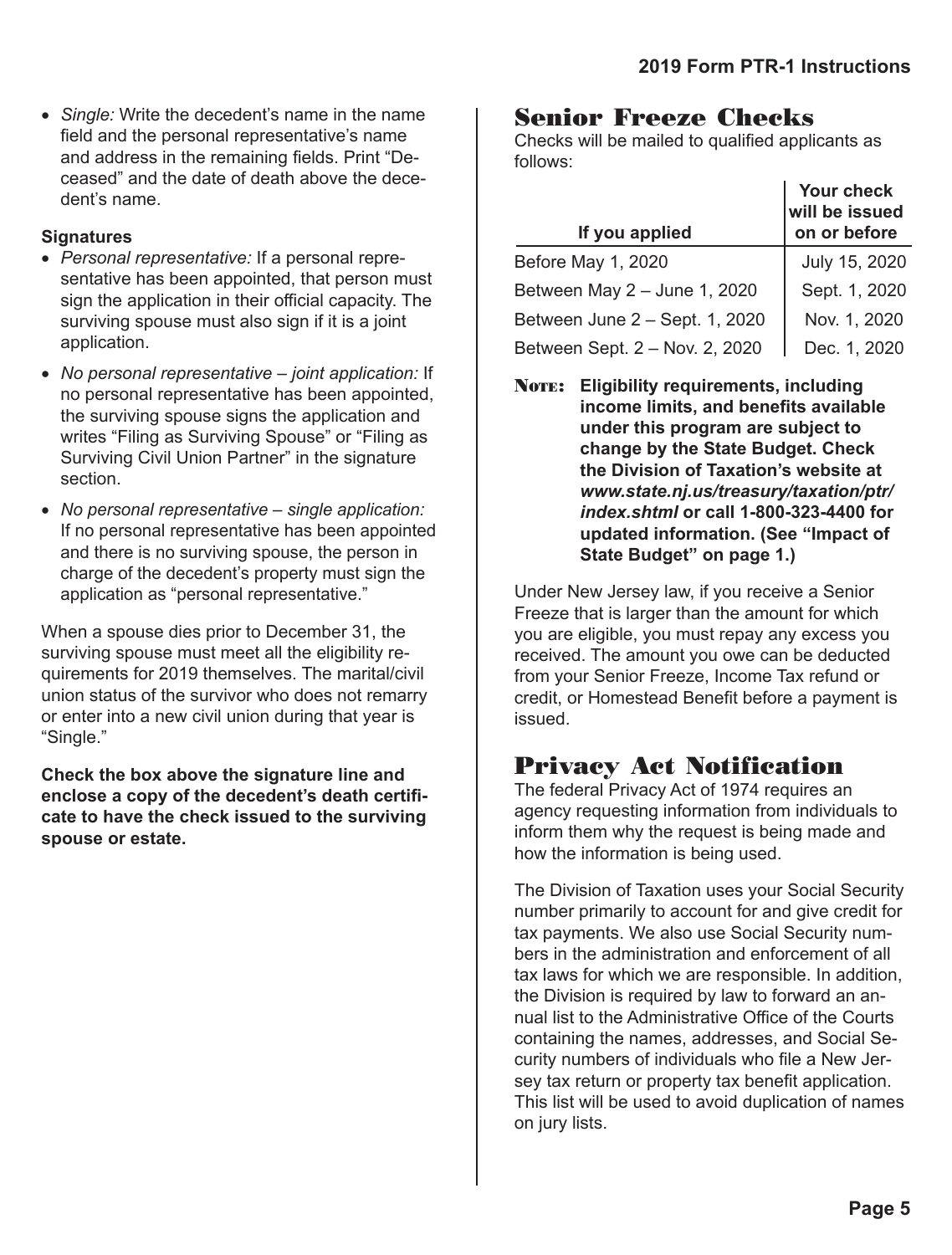- *Single:* Write the decedent's name in the name field and the personal representative's name and address in the remaining fields. Print "Deceased" and the date of death above the decedent's name.

**Signatures**

- *Personal representative:* If a personal representative has been appointed, that person must sign the application in their official capacity. The surviving spouse must also sign if it is a joint application.
- *No personal representative – joint application:* If no personal representative has been appointed, the surviving spouse signs the application and writes "Filing as Surviving Spouse" or "Filing as Surviving Civil Union Partner" in the signature section.
- *No personal representative – single application:* If no personal representative has been appointed and there is no surviving spouse, the person in charge of the decedent's property must sign the application as "personal representative."

When a spouse dies prior to December 31, the surviving spouse must meet all the eligibility requirements for 2019 themselves. The marital/civil union status of the survivor who does not remarry or enter into a new civil union during that year is "Single."

**Check the box above the signature line and enclose a copy of the decedent's death certificate to have the check issued to the surviving spouse or estate.**

# Senior Freeze Checks

Checks will be mailed to qualified applicants as follows:

| If you applied | Your check will be issued on or before |
|---|---|
| Before May 1, 2020 | July 15, 2020 |
| Between May 2 – June 1, 2020 | Sept. 1, 2020 |
| Between June 2 – Sept. 1, 2020 | Nov. 1, 2020 |
| Between Sept. 2 – Nov. 2, 2020 | Dec. 1, 2020 |

**Note: Eligibility requirements, including income limits, and benefits available under this program are subject to change by the State Budget. Check the Division of Taxation's website at *www.state.nj.us/treasury/taxation/ptr/index.shtml* or call 1-800-323-4400 for updated information. (See "Impact of State Budget" on page 1.)**

Under New Jersey law, if you receive a Senior Freeze that is larger than the amount for which you are eligible, you must repay any excess you received. The amount you owe can be deducted from your Senior Freeze, Income Tax refund or credit, or Homestead Benefit before a payment is issued.

# Privacy Act Notification

The federal Privacy Act of 1974 requires an agency requesting information from individuals to inform them why the request is being made and how the information is being used.

The Division of Taxation uses your Social Security number primarily to account for and give credit for tax payments. We also use Social Security numbers in the administration and enforcement of all tax laws for which we are responsible. In addition, the Division is required by law to forward an annual list to the Administrative Office of the Courts containing the names, addresses, and Social Security numbers of individuals who file a New Jersey tax return or property tax benefit application. This list will be used to avoid duplication of names on jury lists.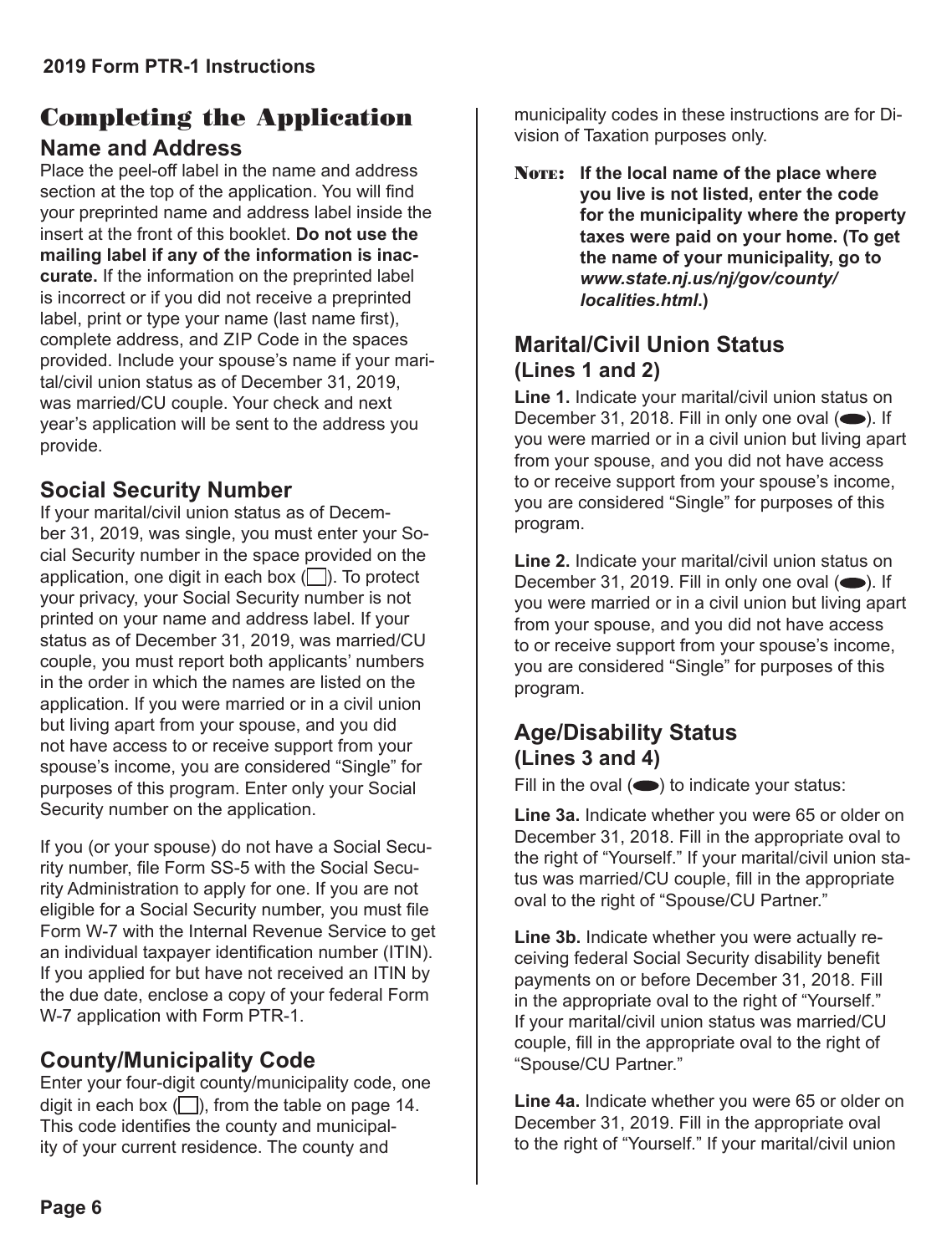# Completing the Application

## Name and Address

Place the peel-off label in the name and address section at the top of the application. You will find your preprinted name and address label inside the insert at the front of this booklet. **Do not use the mailing label if any of the information is inaccurate.** If the information on the preprinted label is incorrect or if you did not receive a preprinted label, print or type your name (last name first), complete address, and ZIP Code in the spaces provided. Include your spouse's name if your marital/civil union status as of December 31, 2019, was married/CU couple. Your check and next year's application will be sent to the address you provide.

## Social Security Number

If your marital/civil union status as of December 31, 2019, was single, you must enter your Social Security number in the space provided on the application, one digit in each box (☐). To protect your privacy, your Social Security number is not printed on your name and address label. If your status as of December 31, 2019, was married/CU couple, you must report both applicants' numbers in the order in which the names are listed on the application. If you were married or in a civil union but living apart from your spouse, and you did not have access to or receive support from your spouse's income, you are considered "Single" for purposes of this program. Enter only your Social Security number on the application.

If you (or your spouse) do not have a Social Security number, file Form SS-5 with the Social Security Administration to apply for one. If you are not eligible for a Social Security number, you must file Form W-7 with the Internal Revenue Service to get an individual taxpayer identification number (ITIN). If you applied for but have not received an ITIN by the due date, enclose a copy of your federal Form W-7 application with Form PTR-1.

## County/Municipality Code

Enter your four-digit county/municipality code, one digit in each box (☐), from the table on page 14. This code identifies the county and municipality of your current residence. The county and municipality codes in these instructions are for Division of Taxation purposes only.

**Note: If the local name of the place where you live is not listed, enter the code for the municipality where the property taxes were paid on your home. (To get the name of your municipality, go to *www.state.nj.us/nj/gov/county/localities.html*.)**

## Marital/Civil Union Status (Lines 1 and 2)

**Line 1.** Indicate your marital/civil union status on December 31, 2018. Fill in only one oval (⬬). If you were married or in a civil union but living apart from your spouse, and you did not have access to or receive support from your spouse's income, you are considered "Single" for purposes of this program.

**Line 2.** Indicate your marital/civil union status on December 31, 2019. Fill in only one oval (⬬). If you were married or in a civil union but living apart from your spouse, and you did not have access to or receive support from your spouse's income, you are considered "Single" for purposes of this program.

## Age/Disability Status (Lines 3 and 4)

Fill in the oval (⬬) to indicate your status:

**Line 3a.** Indicate whether you were 65 or older on December 31, 2018. Fill in the appropriate oval to the right of "Yourself." If your marital/civil union status was married/CU couple, fill in the appropriate oval to the right of "Spouse/CU Partner."

**Line 3b.** Indicate whether you were actually receiving federal Social Security disability benefit payments on or before December 31, 2018. Fill in the appropriate oval to the right of "Yourself." If your marital/civil union status was married/CU couple, fill in the appropriate oval to the right of "Spouse/CU Partner."

**Line 4a.** Indicate whether you were 65 or older on December 31, 2019. Fill in the appropriate oval to the right of "Yourself." If your marital/civil union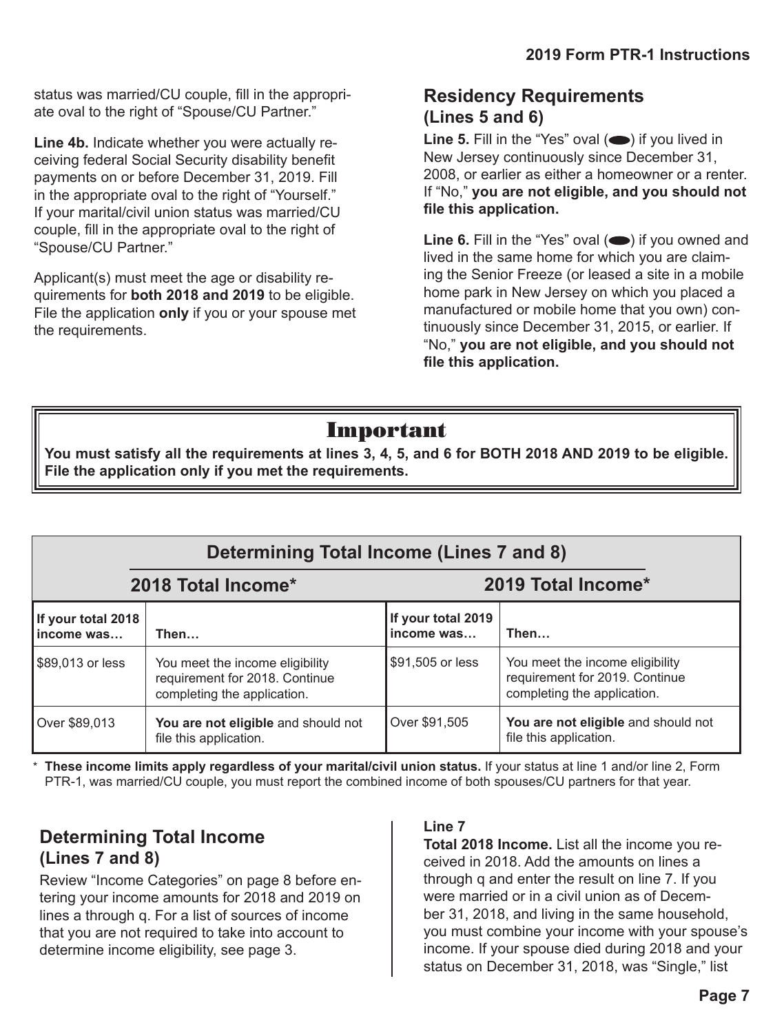status was married/CU couple, fill in the appropriate oval to the right of "Spouse/CU Partner."

**Line 4b.** Indicate whether you were actually receiving federal Social Security disability benefit payments on or before December 31, 2019. Fill in the appropriate oval to the right of "Yourself." If your marital/civil union status was married/CU couple, fill in the appropriate oval to the right of "Spouse/CU Partner."

Applicant(s) must meet the age or disability requirements for **both 2018 and 2019** to be eligible. File the application **only** if you or your spouse met the requirements.

## Residency Requirements (Lines 5 and 6)

**Line 5.** Fill in the "Yes" oval (⬬) if you lived in New Jersey continuously since December 31, 2008, or earlier as either a homeowner or a renter. If "No," **you are not eligible, and you should not file this application.**

**Line 6.** Fill in the "Yes" oval (⬬) if you owned and lived in the same home for which you are claiming the Senior Freeze (or leased a site in a mobile home park in New Jersey on which you placed a manufactured or mobile home that you own) continuously since December 31, 2015, or earlier. If "No," **you are not eligible, and you should not file this application.**

## Important

**You must satisfy all the requirements at lines 3, 4, 5, and 6 for BOTH 2018 AND 2019 to be eligible. File the application only if you met the requirements.**

**Determining Total Income (Lines 7 and 8)**

| 2018 Total Income* | | 2019 Total Income* | |
|---|---|---|---|
| **If your total 2018 income was…** | **Then…** | **If your total 2019 income was…** | **Then…** |
| $89,013 or less | You meet the income eligibility requirement for 2018. Continue completing the application. | $91,505 or less | You meet the income eligibility requirement for 2019. Continue completing the application. |
| Over $89,013 | **You are not eligible** and should not file this application. | Over $91,505 | **You are not eligible** and should not file this application. |

\* **These income limits apply regardless of your marital/civil union status.** If your status at line 1 and/or line 2, Form PTR-1, was married/CU couple, you must report the combined income of both spouses/CU partners for that year.

## Determining Total Income (Lines 7 and 8)

Review "Income Categories" on page 8 before entering your income amounts for 2018 and 2019 on lines a through q. For a list of sources of income that you are not required to take into account to determine income eligibility, see page 3.

**Line 7**

**Total 2018 Income.** List all the income you received in 2018. Add the amounts on lines a through q and enter the result on line 7. If you were married or in a civil union as of December 31, 2018, and living in the same household, you must combine your income with your spouse's income. If your spouse died during 2018 and your status on December 31, 2018, was "Single," list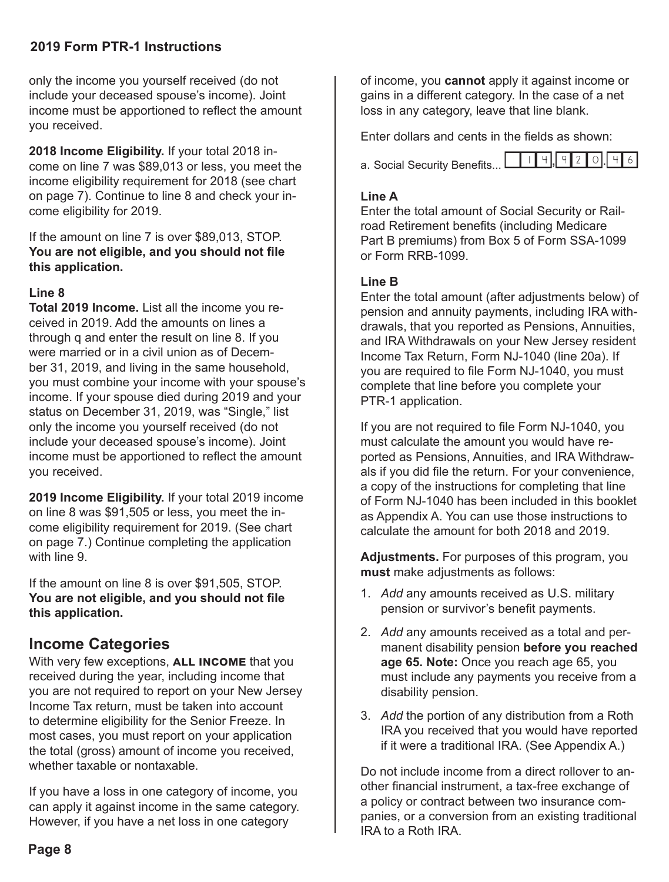only the income you yourself received (do not include your deceased spouse's income). Joint income must be apportioned to reflect the amount you received.

**2018 Income Eligibility.** If your total 2018 income on line 7 was $89,013 or less, you meet the income eligibility requirement for 2018 (see chart on page 7). Continue to line 8 and check your income eligibility for 2019.

If the amount on line 7 is over $89,013, STOP. **You are not eligible, and you should not file this application.**

**Line 8**
**Total 2019 Income.** List all the income you received in 2019. Add the amounts on lines a through q and enter the result on line 8. If you were married or in a civil union as of December 31, 2019, and living in the same household, you must combine your income with your spouse's income. If your spouse died during 2019 and your status on December 31, 2019, was "Single," list only the income you yourself received (do not include your deceased spouse's income). Joint income must be apportioned to reflect the amount you received.

**2019 Income Eligibility.** If your total 2019 income on line 8 was $91,505 or less, you meet the income eligibility requirement for 2019. (See chart on page 7.) Continue completing the application with line 9.

If the amount on line 8 is over $91,505, STOP. **You are not eligible, and you should not file this application.**

## Income Categories

With very few exceptions, **ALL INCOME** that you received during the year, including income that you are not required to report on your New Jersey Income Tax return, must be taken into account to determine eligibility for the Senior Freeze. In most cases, you must report on your application the total (gross) amount of income you received, whether taxable or nontaxable.

If you have a loss in one category of income, you can apply it against income in the same category. However, if you have a net loss in one category of income, you **cannot** apply it against income or gains in a different category. In the case of a net loss in any category, leave that line blank.

Enter dollars and cents in the fields as shown:

a. Social Security Benefits... 14,920.46

**Line A**
Enter the total amount of Social Security or Railroad Retirement benefits (including Medicare Part B premiums) from Box 5 of Form SSA-1099 or Form RRB-1099.

**Line B**
Enter the total amount (after adjustments below) of pension and annuity payments, including IRA withdrawals, that you reported as Pensions, Annuities, and IRA Withdrawals on your New Jersey resident Income Tax Return, Form NJ-1040 (line 20a). If you are required to file Form NJ-1040, you must complete that line before you complete your PTR-1 application.

If you are not required to file Form NJ-1040, you must calculate the amount you would have reported as Pensions, Annuities, and IRA Withdrawals if you did file the return. For your convenience, a copy of the instructions for completing that line of Form NJ-1040 has been included in this booklet as Appendix A. You can use those instructions to calculate the amount for both 2018 and 2019.

**Adjustments.** For purposes of this program, you **must** make adjustments as follows:

1. *Add* any amounts received as U.S. military pension or survivor's benefit payments.
2. *Add* any amounts received as a total and permanent disability pension **before you reached age 65. Note:** Once you reach age 65, you must include any payments you receive from a disability pension.
3. *Add* the portion of any distribution from a Roth IRA you received that you would have reported if it were a traditional IRA. (See Appendix A.)

Do not include income from a direct rollover to another financial instrument, a tax-free exchange of a policy or contract between two insurance companies, or a conversion from an existing traditional IRA to a Roth IRA.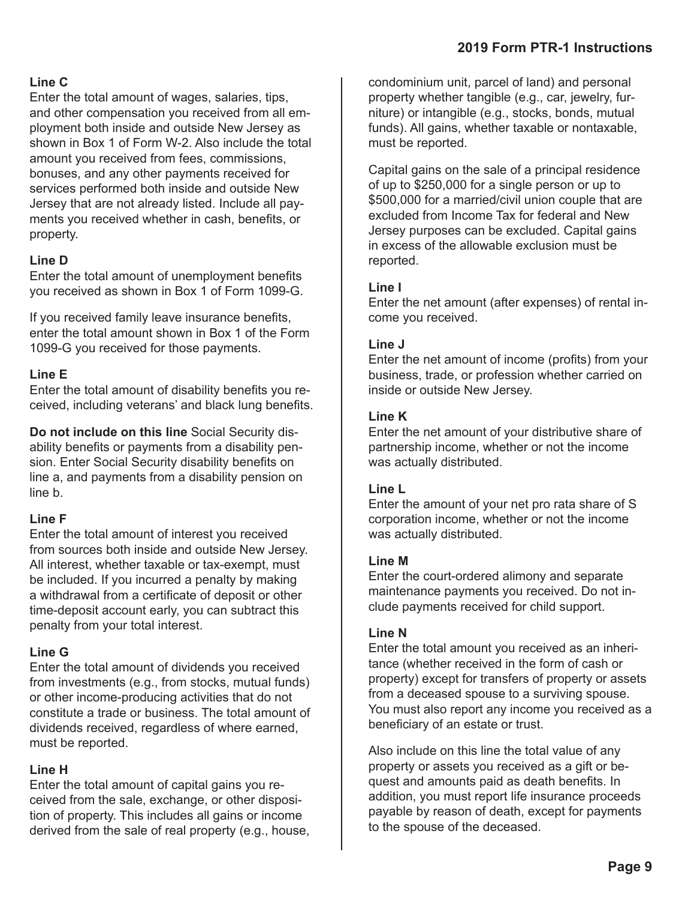### Line C

Enter the total amount of wages, salaries, tips, and other compensation you received from all employment both inside and outside New Jersey as shown in Box 1 of Form W-2. Also include the total amount you received from fees, commissions, bonuses, and any other payments received for services performed both inside and outside New Jersey that are not already listed. Include all payments you received whether in cash, benefits, or property.

### Line D

Enter the total amount of unemployment benefits you received as shown in Box 1 of Form 1099-G.

If you received family leave insurance benefits, enter the total amount shown in Box 1 of the Form 1099-G you received for those payments.

### Line E

Enter the total amount of disability benefits you received, including veterans' and black lung benefits.

**Do not include on this line** Social Security disability benefits or payments from a disability pension. Enter Social Security disability benefits on line a, and payments from a disability pension on line b.

### Line F

Enter the total amount of interest you received from sources both inside and outside New Jersey. All interest, whether taxable or tax-exempt, must be included. If you incurred a penalty by making a withdrawal from a certificate of deposit or other time-deposit account early, you can subtract this penalty from your total interest.

### Line G

Enter the total amount of dividends you received from investments (e.g., from stocks, mutual funds) or other income-producing activities that do not constitute a trade or business. The total amount of dividends received, regardless of where earned, must be reported.

### Line H

Enter the total amount of capital gains you received from the sale, exchange, or other disposition of property. This includes all gains or income derived from the sale of real property (e.g., house, condominium unit, parcel of land) and personal property whether tangible (e.g., car, jewelry, furniture) or intangible (e.g., stocks, bonds, mutual funds). All gains, whether taxable or nontaxable, must be reported.

Capital gains on the sale of a principal residence of up to $250,000 for a single person or up to $500,000 for a married/civil union couple that are excluded from Income Tax for federal and New Jersey purposes can be excluded. Capital gains in excess of the allowable exclusion must be reported.

### Line I

Enter the net amount (after expenses) of rental income you received.

### Line J

Enter the net amount of income (profits) from your business, trade, or profession whether carried on inside or outside New Jersey.

### Line K

Enter the net amount of your distributive share of partnership income, whether or not the income was actually distributed.

### Line L

Enter the amount of your net pro rata share of S corporation income, whether or not the income was actually distributed.

### Line M

Enter the court-ordered alimony and separate maintenance payments you received. Do not include payments received for child support.

### Line N

Enter the total amount you received as an inheritance (whether received in the form of cash or property) except for transfers of property or assets from a deceased spouse to a surviving spouse. You must also report any income you received as a beneficiary of an estate or trust.

Also include on this line the total value of any property or assets you received as a gift or bequest and amounts paid as death benefits. In addition, you must report life insurance proceeds payable by reason of death, except for payments to the spouse of the deceased.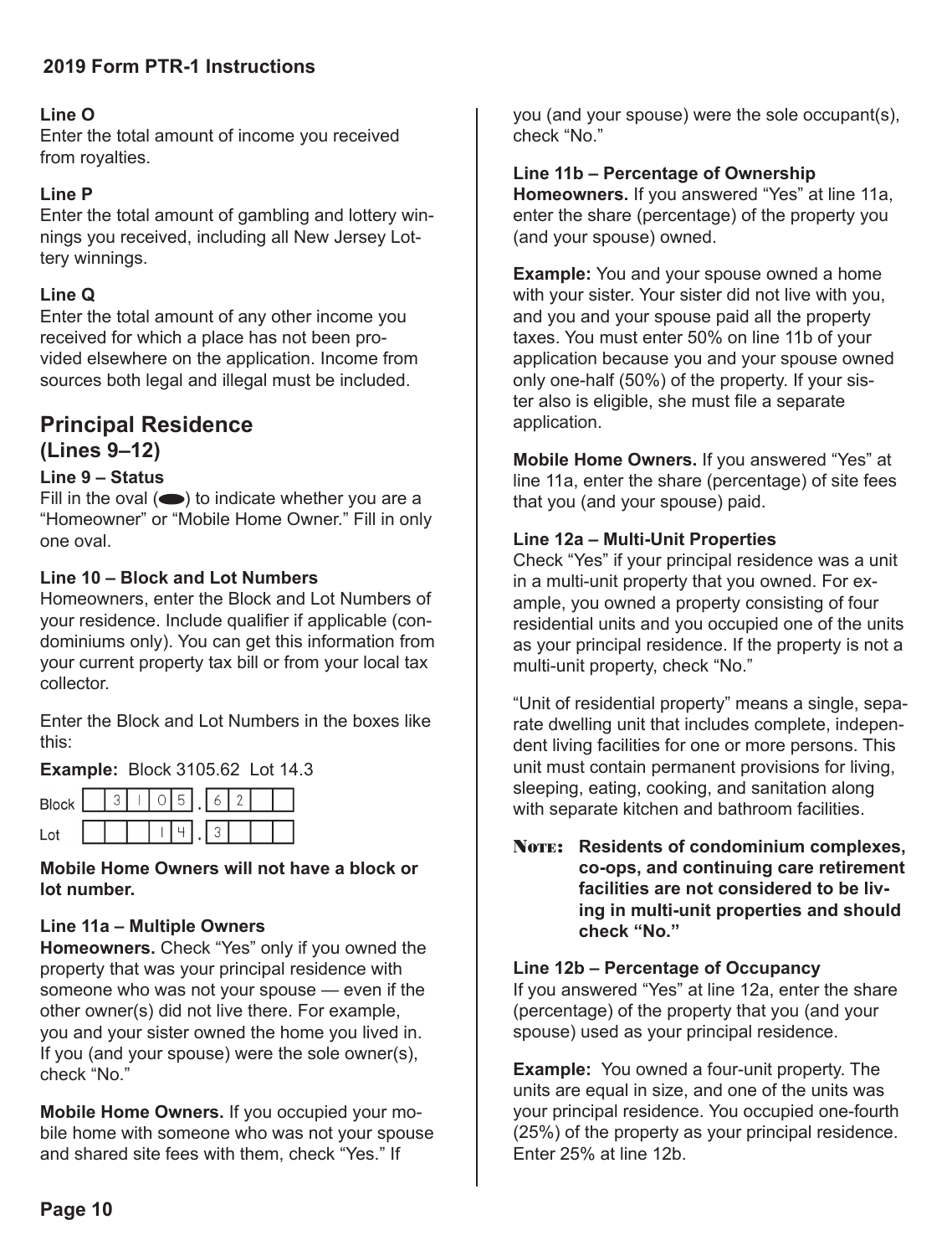### Line O

Enter the total amount of income you received from royalties.

### Line P

Enter the total amount of gambling and lottery winnings you received, including all New Jersey Lottery winnings.

### Line Q

Enter the total amount of any other income you received for which a place has not been provided elsewhere on the application. Income from sources both legal and illegal must be included.

## Principal Residence (Lines 9–12)

### Line 9 – Status

Fill in the oval (⬬) to indicate whether you are a "Homeowner" or "Mobile Home Owner." Fill in only one oval.

### Line 10 – Block and Lot Numbers

Homeowners, enter the Block and Lot Numbers of your residence. Include qualifier if applicable (condominiums only). You can get this information from your current property tax bill or from your local tax collector.

Enter the Block and Lot Numbers in the boxes like this:

**Example:** Block 3105.62 Lot 14.3

| | | | | | | . | | | | |
|---|---|---|---|---|---|---|---|---|---|---|
| Block | | 3 | 1 | 0 | 5 | . | 6 | 2 | | |
| Lot | | | | 1 | 4 | . | 3 | | | |

**Mobile Home Owners will not have a block or lot number.**

### Line 11a – Multiple Owners

**Homeowners.** Check "Yes" only if you owned the property that was your principal residence with someone who was not your spouse — even if the other owner(s) did not live there. For example, you and your sister owned the home you lived in. If you (and your spouse) were the sole owner(s), check "No."

**Mobile Home Owners.** If you occupied your mobile home with someone who was not your spouse and shared site fees with them, check "Yes." If you (and your spouse) were the sole occupant(s), check "No."

### Line 11b – Percentage of Ownership

**Homeowners.** If you answered "Yes" at line 11a, enter the share (percentage) of the property you (and your spouse) owned.

**Example:** You and your spouse owned a home with your sister. Your sister did not live with you, and you and your spouse paid all the property taxes. You must enter 50% on line 11b of your application because you and your spouse owned only one-half (50%) of the property. If your sister also is eligible, she must file a separate application.

**Mobile Home Owners.** If you answered "Yes" at line 11a, enter the share (percentage) of site fees that you (and your spouse) paid.

### Line 12a – Multi-Unit Properties

Check "Yes" if your principal residence was a unit in a multi-unit property that you owned. For example, you owned a property consisting of four residential units and you occupied one of the units as your principal residence. If the property is not a multi-unit property, check "No."

"Unit of residential property" means a single, separate dwelling unit that includes complete, independent living facilities for one or more persons. This unit must contain permanent provisions for living, sleeping, eating, cooking, and sanitation along with separate kitchen and bathroom facilities.

**Note: Residents of condominium complexes, co-ops, and continuing care retirement facilities are not considered to be living in multi-unit properties and should check "No."**

### Line 12b – Percentage of Occupancy

If you answered "Yes" at line 12a, enter the share (percentage) of the property that you (and your spouse) used as your principal residence.

**Example:** You owned a four-unit property. The units are equal in size, and one of the units was your principal residence. You occupied one-fourth (25%) of the property as your principal residence. Enter 25% at line 12b.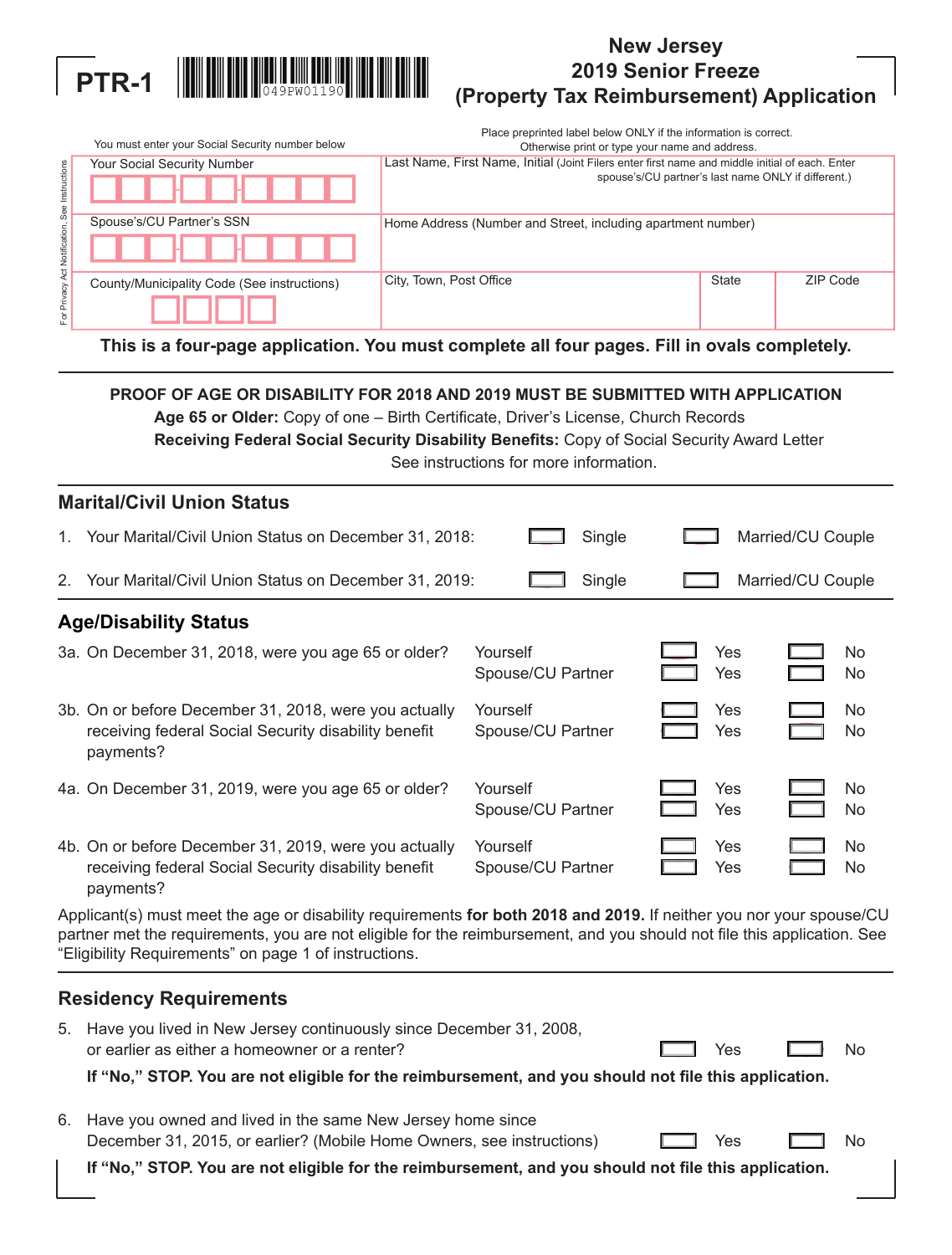# PTR-1

049PW01190

## New Jersey 2019 Senior Freeze (Property Tax Reimbursement) Application

You must enter your Social Security number below

Place preprinted label below ONLY if the information is correct. Otherwise print or type your name and address.

| | |
|---|---|
| Your Social Security Number | Last Name, First Name, Initial (Joint Filers enter first name and middle initial of each. Enter spouse's/CU partner's last name ONLY if different.) |
| Spouse's/CU Partner's SSN | Home Address (Number and Street, including apartment number) |
| County/Municipality Code (See instructions) | City, Town, Post Office / State / ZIP Code |

For Privacy Act Notification, See Instructions

**This is a four-page application. You must complete all four pages. Fill in ovals completely.**

**PROOF OF AGE OR DISABILITY FOR 2018 AND 2019 MUST BE SUBMITTED WITH APPLICATION**

**Age 65 or Older:** Copy of one – Birth Certificate, Driver's License, Church Records

**Receiving Federal Social Security Disability Benefits:** Copy of Social Security Award Letter

See instructions for more information.

### Marital/Civil Union Status

1. Your Marital/Civil Union Status on December 31, 2018: ☐ Single ☐ Married/CU Couple

2. Your Marital/Civil Union Status on December 31, 2019: ☐ Single ☐ Married/CU Couple

### Age/Disability Status

| | | | |
|---|---|---|---|
| 3a. On December 31, 2018, were you age 65 or older? | Yourself | ☐ Yes | ☐ No |
| | Spouse/CU Partner | ☐ Yes | ☐ No |
| 3b. On or before December 31, 2018, were you actually receiving federal Social Security disability benefit payments? | Yourself | ☐ Yes | ☐ No |
| | Spouse/CU Partner | ☐ Yes | ☐ No |
| 4a. On December 31, 2019, were you age 65 or older? | Yourself | ☐ Yes | ☐ No |
| | Spouse/CU Partner | ☐ Yes | ☐ No |
| 4b. On or before December 31, 2019, were you actually receiving federal Social Security disability benefit payments? | Yourself | ☐ Yes | ☐ No |
| | Spouse/CU Partner | ☐ Yes | ☐ No |

Applicant(s) must meet the age or disability requirements **for both 2018 and 2019.** If neither you nor your spouse/CU partner met the requirements, you are not eligible for the reimbursement, and you should not file this application. See "Eligibility Requirements" on page 1 of instructions.

### Residency Requirements

5. Have you lived in New Jersey continuously since December 31, 2008, or earlier as either a homeowner or a renter? ☐ Yes ☐ No

   **If "No," STOP. You are not eligible for the reimbursement, and you should not file this application.**

6. Have you owned and lived in the same New Jersey home since December 31, 2015, or earlier? (Mobile Home Owners, see instructions) ☐ Yes ☐ No

   **If "No," STOP. You are not eligible for the reimbursement, and you should not file this application.**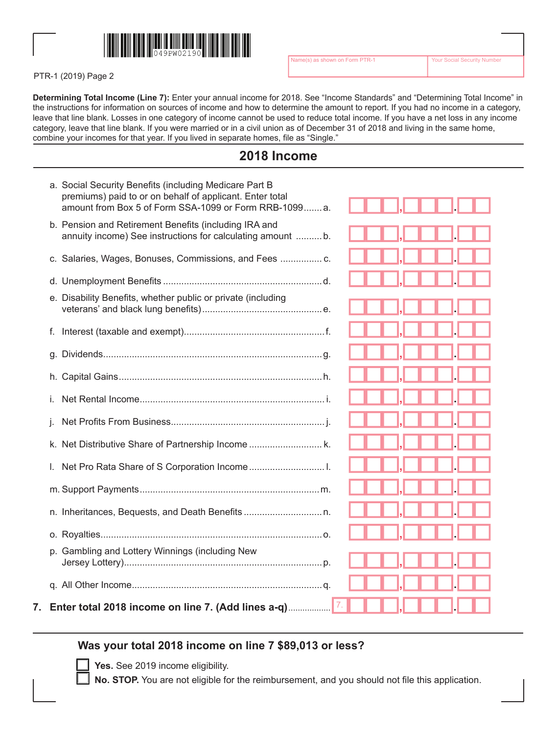PTR-1 (2019) Page 2

| Name(s) as shown on Form PTR-1 | Your Social Security Number |
|---|---|
| | |

**Determining Total Income (Line 7):** Enter your annual income for 2018. See "Income Standards" and "Determining Total Income" in the instructions for information on sources of income and how to determine the amount to report. If you had no income in a category, leave that line blank. Losses in one category of income cannot be used to reduce total income. If you have a net loss in any income category, leave that line blank. If you were married or in a civil union as of December 31 of 2018 and living in the same home, combine your incomes for that year. If you lived in separate homes, file as "Single."

## 2018 Income

| | | |
|---|---|---|
| a. Social Security Benefits (including Medicare Part B premiums) paid to or on behalf of applicant. Enter total amount from Box 5 of Form SSA-1099 or Form RRB-1099 | a. | |
| b. Pension and Retirement Benefits (including IRA and annuity income) See instructions for calculating amount | b. | |
| c. Salaries, Wages, Bonuses, Commissions, and Fees | c. | |
| d. Unemployment Benefits | d. | |
| e. Disability Benefits, whether public or private (including veterans' and black lung benefits) | e. | |
| f. Interest (taxable and exempt) | f. | |
| g. Dividends | g. | |
| h. Capital Gains | h. | |
| i. Net Rental Income | i. | |
| j. Net Profits From Business | j. | |
| k. Net Distributive Share of Partnership Income | k. | |
| l. Net Pro Rata Share of S Corporation Income | l. | |
| m. Support Payments | m. | |
| n. Inheritances, Bequests, and Death Benefits | n. | |
| o. Royalties | o. | |
| p. Gambling and Lottery Winnings (including New Jersey Lottery) | p. | |
| q. All Other Income | q. | |
| **7. Enter total 2018 income on line 7. (Add lines a-q)** | 7. | |

### Was your total 2018 income on line 7 $89,013 or less?

☐ **Yes.** See 2019 income eligibility.

☐ **No. STOP.** You are not eligible for the reimbursement, and you should not file this application.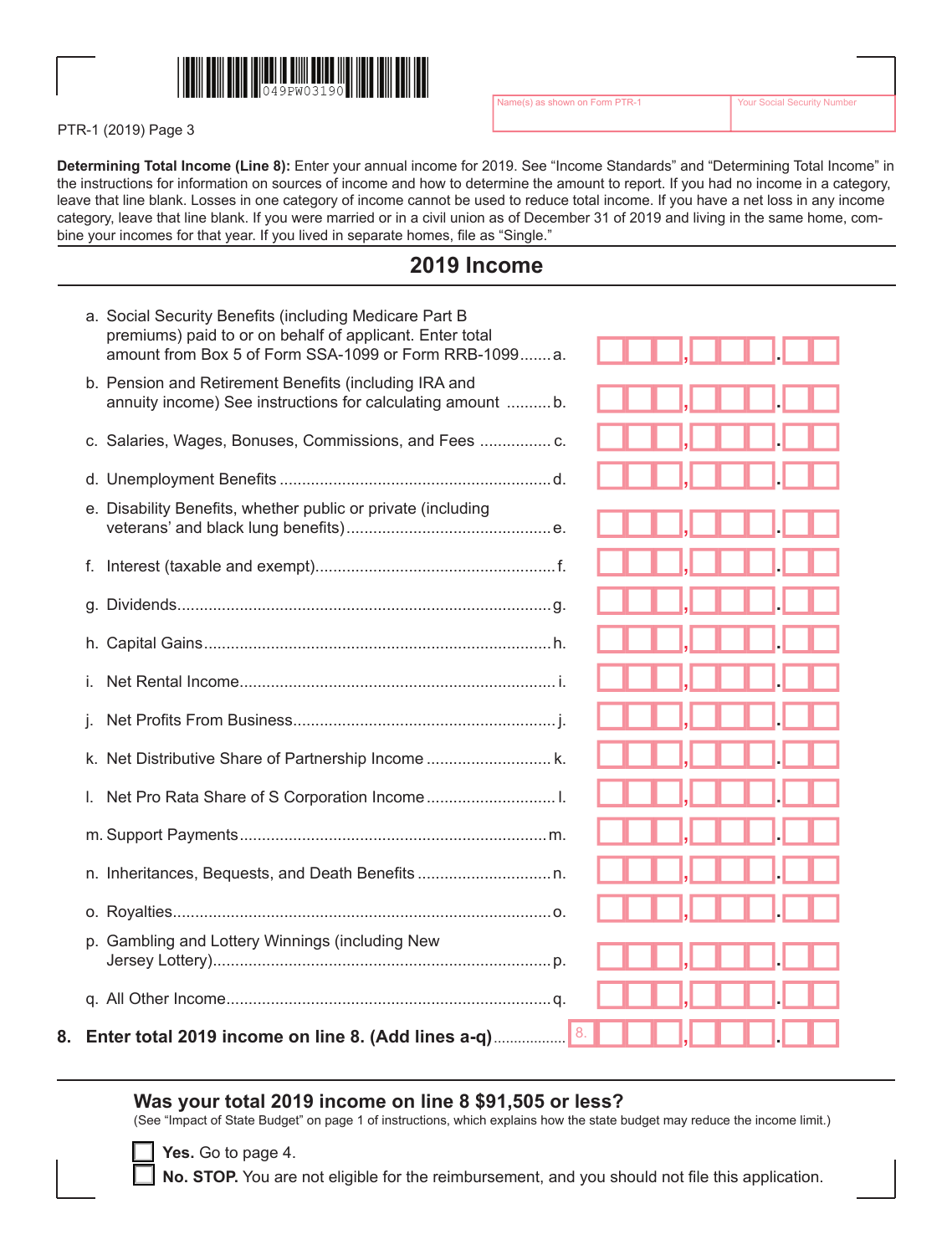Name(s) as shown on Form PTR-1 | Your Social Security Number

**Determining Total Income (Line 8):** Enter your annual income for 2019. See "Income Standards" and "Determining Total Income" in the instructions for information on sources of income and how to determine the amount to report. If you had no income in a category, leave that line blank. Losses in one category of income cannot be used to reduce total income. If you have a net loss in any income category, leave that line blank. If you were married or in a civil union as of December 31 of 2019 and living in the same home, combine your incomes for that year. If you lived in separate homes, file as "Single."

## 2019 Income

| | |
|---|---|
| a. Social Security Benefits (including Medicare Part B premiums) paid to or on behalf of applicant. Enter total amount from Box 5 of Form SSA-1099 or Form RRB-1099....... a. | , . |
| b. Pension and Retirement Benefits (including IRA and annuity income) See instructions for calculating amount .......... b. | , . |
| c. Salaries, Wages, Bonuses, Commissions, and Fees ................ c. | , . |
| d. Unemployment Benefits ............................................................ d. | , . |
| e. Disability Benefits, whether public or private (including veterans' and black lung benefits)............................................. e. | , . |
| f. Interest (taxable and exempt)..................................................... f. | , . |
| g. Dividends................................................................................... g. | , . |
| h. Capital Gains............................................................................. h. | , . |
| i. Net Rental Income...................................................................... i. | , . |
| j. Net Profits From Business.......................................................... j. | , . |
| k. Net Distributive Share of Partnership Income ............................ k. | , . |
| l. Net Pro Rata Share of S Corporation Income............................. l. | , . |
| m. Support Payments.................................................................... m. | , . |
| n. Inheritances, Bequests, and Death Benefits .............................. n. | , . |
| o. Royalties.................................................................................... o. | , . |
| p. Gambling and Lottery Winnings (including New Jersey Lottery)........................................................................... p. | , . |
| q. All Other Income........................................................................ q. | , . |
| **8. Enter total 2019 income on line 8. (Add lines a-q)**.................. | 8. , . |

### Was your total 2019 income on line 8 $91,505 or less?

(See "Impact of State Budget" on page 1 of instructions, which explains how the state budget may reduce the income limit.)

☐ **Yes.** Go to page 4.

☐ **No. STOP.** You are not eligible for the reimbursement, and you should not file this application.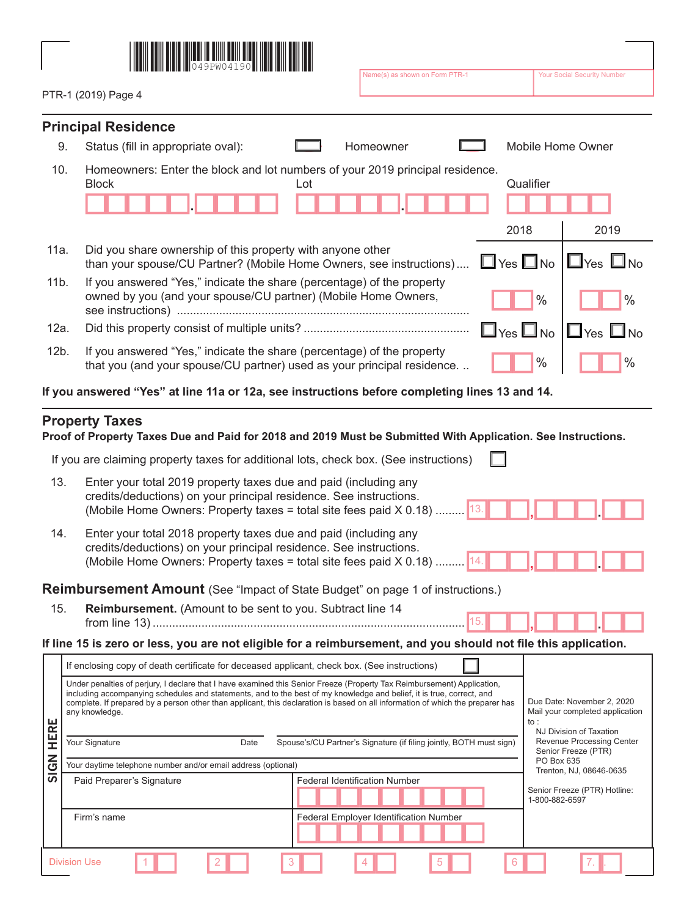049PW04190

PTR-1 (2019) Page 4

| Name(s) as shown on Form PTR-1 | Your Social Security Number |
|---|---|
| | |

## Principal Residence

9. Status (fill in appropriate oval): ☐ Homeowner ☐ Mobile Home Owner

10. Homeowners: Enter the block and lot numbers of your 2019 principal residence.

| Block | Lot | Qualifier |
|---|---|---|
| | | |

| | 2018 | 2019 |
|---|---|---|
| 11a. Did you share ownership of this property with anyone other than your spouse/CU Partner? (Mobile Home Owners, see instructions).... | ☐ Yes ☐ No | ☐ Yes ☐ No |
| 11b. If you answered "Yes," indicate the share (percentage) of the property owned by you (and your spouse/CU partner) (Mobile Home Owners, see instructions) | % | % |
| 12a. Did this property consist of multiple units? | ☐ Yes ☐ No | ☐ Yes ☐ No |
| 12b. If you answered "Yes," indicate the share (percentage) of the property that you (and your spouse/CU partner) used as your principal residence. .. | % | % |

**If you answered "Yes" at line 11a or 12a, see instructions before completing lines 13 and 14.**

## Property Taxes

**Proof of Property Taxes Due and Paid for 2018 and 2019 Must be Submitted With Application. See Instructions.**

If you are claiming property taxes for additional lots, check box. (See instructions) ☐

13. Enter your total 2019 property taxes due and paid (including any credits/deductions) on your principal residence. See instructions. (Mobile Home Owners: Property taxes = total site fees paid X 0.18) ......... 13. ____,______.____

14. Enter your total 2018 property taxes due and paid (including any credits/deductions) on your principal residence. See instructions. (Mobile Home Owners: Property taxes = total site fees paid X 0.18) ......... 14. ____,______.____

## Reimbursement Amount (See "Impact of State Budget" on page 1 of instructions.)

15. **Reimbursement.** (Amount to be sent to you. Subtract line 14 from line 13) ......... 15. ____,______.____

**If line 15 is zero or less, you are not eligible for a reimbursement, and you should not file this application.**

**SIGN HERE**

If enclosing copy of death certificate for deceased applicant, check box. (See instructions) ☐

Under penalties of perjury, I declare that I have examined this Senior Freeze (Property Tax Reimbursement) Application, including accompanying schedules and statements, and to the best of my knowledge and belief, it is true, correct, and complete. If prepared by a person other than applicant, this declaration is based on all information of which the preparer has any knowledge.

Your Signature Date Spouse's/CU Partner's Signature (if filing jointly, BOTH must sign)

Your daytime telephone number and/or email address (optional)

| Paid Preparer's Signature | Federal Identification Number |
|---|---|
| Firm's name | Federal Employer Identification Number |

Due Date: November 2, 2020

Mail your completed application to :

NJ Division of Taxation
Revenue Processing Center
Senior Freeze (PTR)
PO Box 635
Trenton, NJ, 08646-0635

Senior Freeze (PTR) Hotline:
1-800-882-6597

Division Use 1 2 3 4 5 6 7.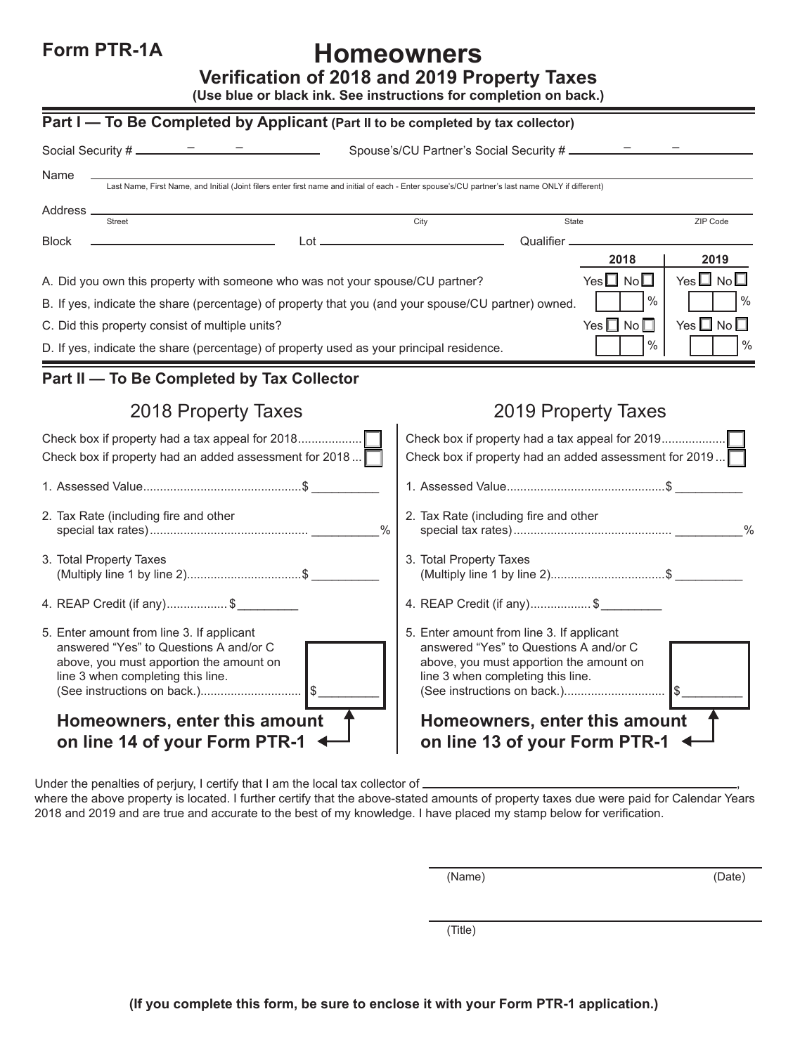**Form PTR-1A**

# Homeowners

## Verification of 2018 and 2019 Property Taxes

**(Use blue or black ink. See instructions for completion on back.)**

### Part I — To Be Completed by Applicant (Part II to be completed by tax collector)

Social Security # ______ – ______ – ______ Spouse's/CU Partner's Social Security # ______ – ______ – ______

Name ____________________________________________
Last Name, First Name, and Initial (Joint filers enter first name and initial of each - Enter spouse's/CU partner's last name ONLY if different)

Address ____________________________________________
Street City State ZIP Code

Block ______________ Lot ______________ Qualifier ______________

| | 2018 | 2019 |
|---|---|---|
| A. Did you own this property with someone who was not your spouse/CU partner? | Yes ☐ No ☐ | Yes ☐ No ☐ |
| B. If yes, indicate the share (percentage) of property that you (and your spouse/CU partner) owned. | ______ % | ______ % |
| C. Did this property consist of multiple units? | Yes ☐ No ☐ | Yes ☐ No ☐ |
| D. If yes, indicate the share (percentage) of property used as your principal residence. | ______ % | ______ % |

### Part II — To Be Completed by Tax Collector

#### 2018 Property Taxes

Check box if property had a tax appeal for 2018.................. ☐

Check box if property had an added assessment for 2018 ... ☐

1. Assessed Value..............................................$ __________
2. Tax Rate (including fire and other special tax rates).............................................. __________%
3. Total Property Taxes (Multiply line 1 by line 2).................................$ __________
4. REAP Credit (if any).................. $ _________
5. Enter amount from line 3. If applicant answered "Yes" to Questions A and/or C above, you must apportion the amount on line 3 when completing this line. (See instructions on back.)............................. $ _________

**Homeowners, enter this amount on line 14 of your Form PTR-1**

#### 2019 Property Taxes

Check box if property had a tax appeal for 2019.................. ☐

Check box if property had an added assessment for 2019 ... ☐

1. Assessed Value..............................................$ __________
2. Tax Rate (including fire and other special tax rates).............................................. __________%
3. Total Property Taxes (Multiply line 1 by line 2).................................$ __________
4. REAP Credit (if any).................. $ _________
5. Enter amount from line 3. If applicant answered "Yes" to Questions A and/or C above, you must apportion the amount on line 3 when completing this line. (See instructions on back.)............................. $ _________

**Homeowners, enter this amount on line 13 of your Form PTR-1**

Under the penalties of perjury, I certify that I am the local tax collector of ____________________________, where the above property is located. I further certify that the above-stated amounts of property taxes due were paid for Calendar Years 2018 and 2019 and are true and accurate to the best of my knowledge. I have placed my stamp below for verification.

______________________________________
(Name) (Date)

______________________________________
(Title)

**(If you complete this form, be sure to enclose it with your Form PTR-1 application.)**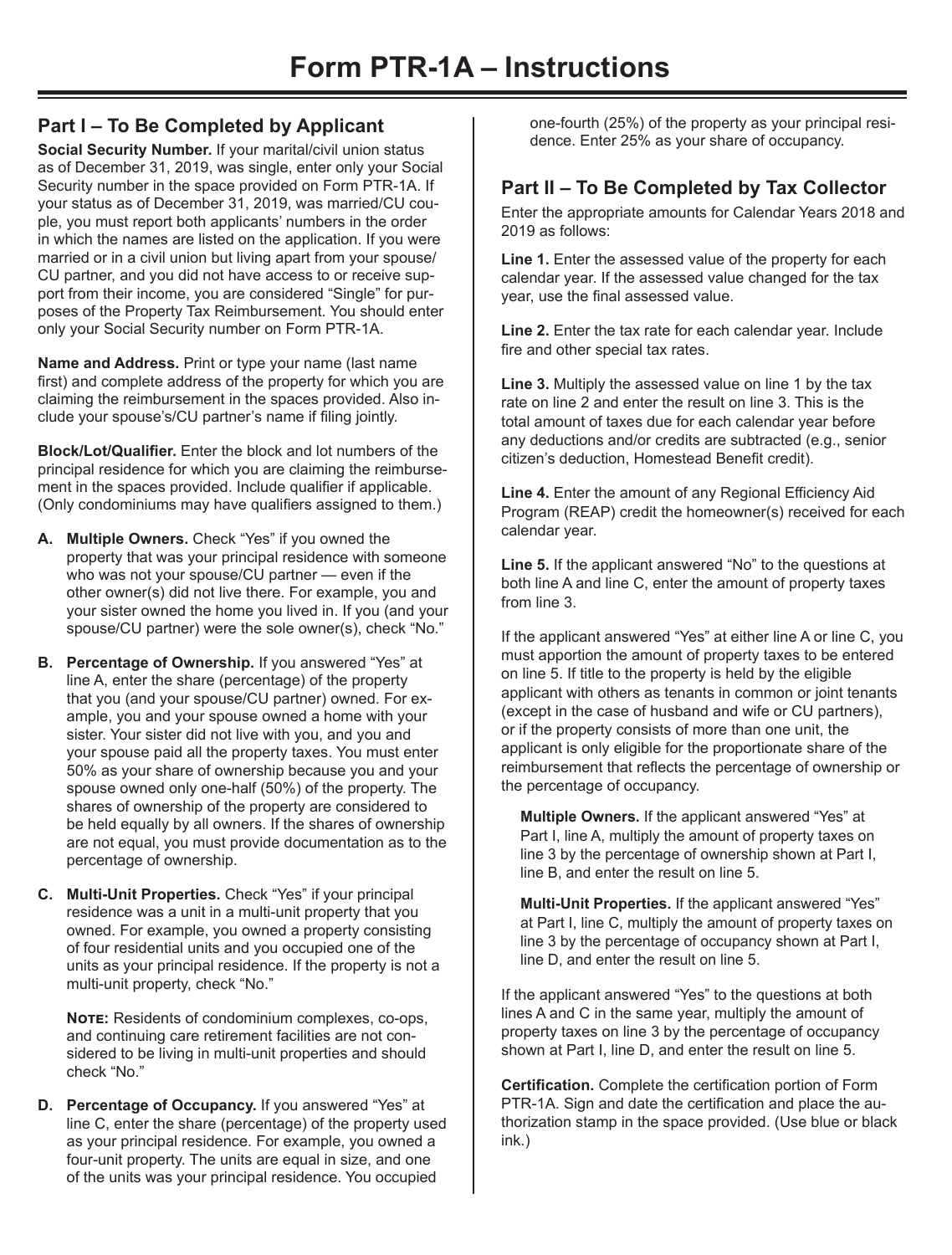# Form PTR-1A – Instructions

## Part I – To Be Completed by Applicant

**Social Security Number.** If your marital/civil union status as of December 31, 2019, was single, enter only your Social Security number in the space provided on Form PTR-1A. If your status as of December 31, 2019, was married/CU couple, you must report both applicants' numbers in the order in which the names are listed on the application. If you were married or in a civil union but living apart from your spouse/CU partner, and you did not have access to or receive support from their income, you are considered "Single" for purposes of the Property Tax Reimbursement. You should enter only your Social Security number on Form PTR-1A.

**Name and Address.** Print or type your name (last name first) and complete address of the property for which you are claiming the reimbursement in the spaces provided. Also include your spouse's/CU partner's name if filing jointly.

**Block/Lot/Qualifier.** Enter the block and lot numbers of the principal residence for which you are claiming the reimbursement in the spaces provided. Include qualifier if applicable. (Only condominiums may have qualifiers assigned to them.)

**A. Multiple Owners.** Check "Yes" if you owned the property that was your principal residence with someone who was not your spouse/CU partner — even if the other owner(s) did not live there. For example, you and your sister owned the home you lived in. If you (and your spouse/CU partner) were the sole owner(s), check "No."

**B. Percentage of Ownership.** If you answered "Yes" at line A, enter the share (percentage) of the property that you (and your spouse/CU partner) owned. For example, you and your spouse owned a home with your sister. Your sister did not live with you, and you and your spouse paid all the property taxes. You must enter 50% as your share of ownership because you and your spouse owned only one-half (50%) of the property. The shares of ownership of the property are considered to be held equally by all owners. If the shares of ownership are not equal, you must provide documentation as to the percentage of ownership.

**C. Multi-Unit Properties.** Check "Yes" if your principal residence was a unit in a multi-unit property that you owned. For example, you owned a property consisting of four residential units and you occupied one of the units as your principal residence. If the property is not a multi-unit property, check "No."

**Note:** Residents of condominium complexes, co-ops, and continuing care retirement facilities are not considered to be living in multi-unit properties and should check "No."

**D. Percentage of Occupancy.** If you answered "Yes" at line C, enter the share (percentage) of the property used as your principal residence. For example, you owned a four-unit property. The units are equal in size, and one of the units was your principal residence. You occupied one-fourth (25%) of the property as your principal residence. Enter 25% as your share of occupancy.

## Part II – To Be Completed by Tax Collector

Enter the appropriate amounts for Calendar Years 2018 and 2019 as follows:

**Line 1.** Enter the assessed value of the property for each calendar year. If the assessed value changed for the tax year, use the final assessed value.

**Line 2.** Enter the tax rate for each calendar year. Include fire and other special tax rates.

**Line 3.** Multiply the assessed value on line 1 by the tax rate on line 2 and enter the result on line 3. This is the total amount of taxes due for each calendar year before any deductions and/or credits are subtracted (e.g., senior citizen's deduction, Homestead Benefit credit).

**Line 4.** Enter the amount of any Regional Efficiency Aid Program (REAP) credit the homeowner(s) received for each calendar year.

**Line 5.** If the applicant answered "No" to the questions at both line A and line C, enter the amount of property taxes from line 3.

If the applicant answered "Yes" at either line A or line C, you must apportion the amount of property taxes to be entered on line 5. If title to the property is held by the eligible applicant with others as tenants in common or joint tenants (except in the case of husband and wife or CU partners), or if the property consists of more than one unit, the applicant is only eligible for the proportionate share of the reimbursement that reflects the percentage of ownership or the percentage of occupancy.

**Multiple Owners.** If the applicant answered "Yes" at Part I, line A, multiply the amount of property taxes on line 3 by the percentage of ownership shown at Part I, line B, and enter the result on line 5.

**Multi-Unit Properties.** If the applicant answered "Yes" at Part I, line C, multiply the amount of property taxes on line 3 by the percentage of occupancy shown at Part I, line D, and enter the result on line 5.

If the applicant answered "Yes" to the questions at both lines A and C in the same year, multiply the amount of property taxes on line 3 by the percentage of occupancy shown at Part I, line D, and enter the result on line 5.

**Certification.** Complete the certification portion of Form PTR-1A. Sign and date the certification and place the authorization stamp in the space provided. (Use blue or black ink.)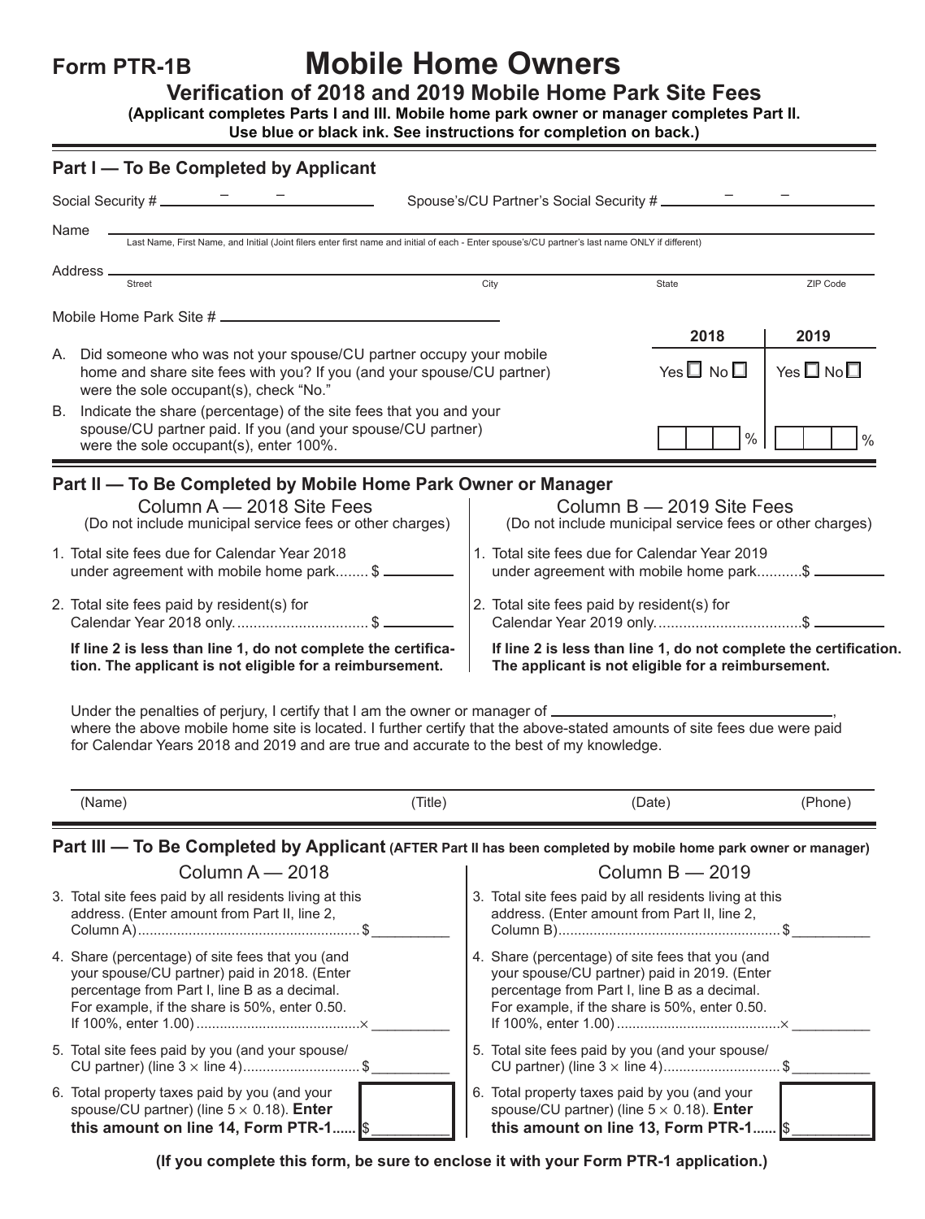**Form PTR-1B**

# Mobile Home Owners

## Verification of 2018 and 2019 Mobile Home Park Site Fees

**(Applicant completes Parts I and III. Mobile home park owner or manager completes Part II. Use blue or black ink. See instructions for completion on back.)**

## Part I — To Be Completed by Applicant

Social Security # ______ – ______ – ______ Spouse's/CU Partner's Social Security # ______ – ______ – ______

Name ____________________________________________
Last Name, First Name, and Initial (Joint filers enter first name and initial of each - Enter spouse's/CU partner's last name ONLY if different)

Address ____________________________________________
Street | City | State | ZIP Code

Mobile Home Park Site # ____________________

| | 2018 | 2019 |
|---|---|---|
| A. Did someone who was not your spouse/CU partner occupy your mobile home and share site fees with you? If you (and your spouse/CU partner) were the sole occupant(s), check "No." | Yes ☐ No ☐ | Yes ☐ No ☐ |
| B. Indicate the share (percentage) of the site fees that you and your spouse/CU partner paid. If you (and your spouse/CU partner) were the sole occupant(s), enter 100%. | ______ % | ______ % |

## Part II — To Be Completed by Mobile Home Park Owner or Manager

| Column A — 2018 Site Fees (Do not include municipal service fees or other charges) | Column B — 2019 Site Fees (Do not include municipal service fees or other charges) |
|---|---|
| 1. Total site fees due for Calendar Year 2018 under agreement with mobile home park........ $ ______ | 1. Total site fees due for Calendar Year 2019 under agreement with mobile home park...........$ ______ |
| 2. Total site fees paid by resident(s) for Calendar Year 2018 only................................ $ ______ | 2. Total site fees paid by resident(s) for Calendar Year 2019 only...................................$ ______ |
| **If line 2 is less than line 1, do not complete the certification. The applicant is not eligible for a reimbursement.** | **If line 2 is less than line 1, do not complete the certification. The applicant is not eligible for a reimbursement.** |

Under the penalties of perjury, I certify that I am the owner or manager of ______________________________, where the above mobile home site is located. I further certify that the above-stated amounts of site fees due were paid for Calendar Years 2018 and 2019 and are true and accurate to the best of my knowledge.

(Name) (Title) (Date) (Phone)

## Part III — To Be Completed by Applicant (AFTER Part II has been completed by mobile home park owner or manager)

| Column A — 2018 | Column B — 2019 |
|---|---|
| 3. Total site fees paid by all residents living at this address. (Enter amount from Part II, line 2, Column A)........................................................ $ ______ | 3. Total site fees paid by all residents living at this address. (Enter amount from Part II, line 2, Column B)........................................................ $ ______ |
| 4. Share (percentage) of site fees that you (and your spouse/CU partner) paid in 2018. (Enter percentage from Part I, line B as a decimal. For example, if the share is 50%, enter 0.50. If 100%, enter 1.00).........................................× ______ | 4. Share (percentage) of site fees that you (and your spouse/CU partner) paid in 2019. (Enter percentage from Part I, line B as a decimal. For example, if the share is 50%, enter 0.50. If 100%, enter 1.00).........................................× ______ |
| 5. Total site fees paid by you (and your spouse/CU partner) (line 3 × line 4)............................. $ ______ | 5. Total site fees paid by you (and your spouse/CU partner) (line 3 × line 4)............................. $ ______ |
| 6. Total property taxes paid by you (and your spouse/CU partner) (line 5 × 0.18). **Enter this amount on line 14, Form PTR-1......** $ ______ | 6. Total property taxes paid by you (and your spouse/CU partner) (line 5 × 0.18). **Enter this amount on line 13, Form PTR-1......** $ ______ |

**(If you complete this form, be sure to enclose it with your Form PTR-1 application.)**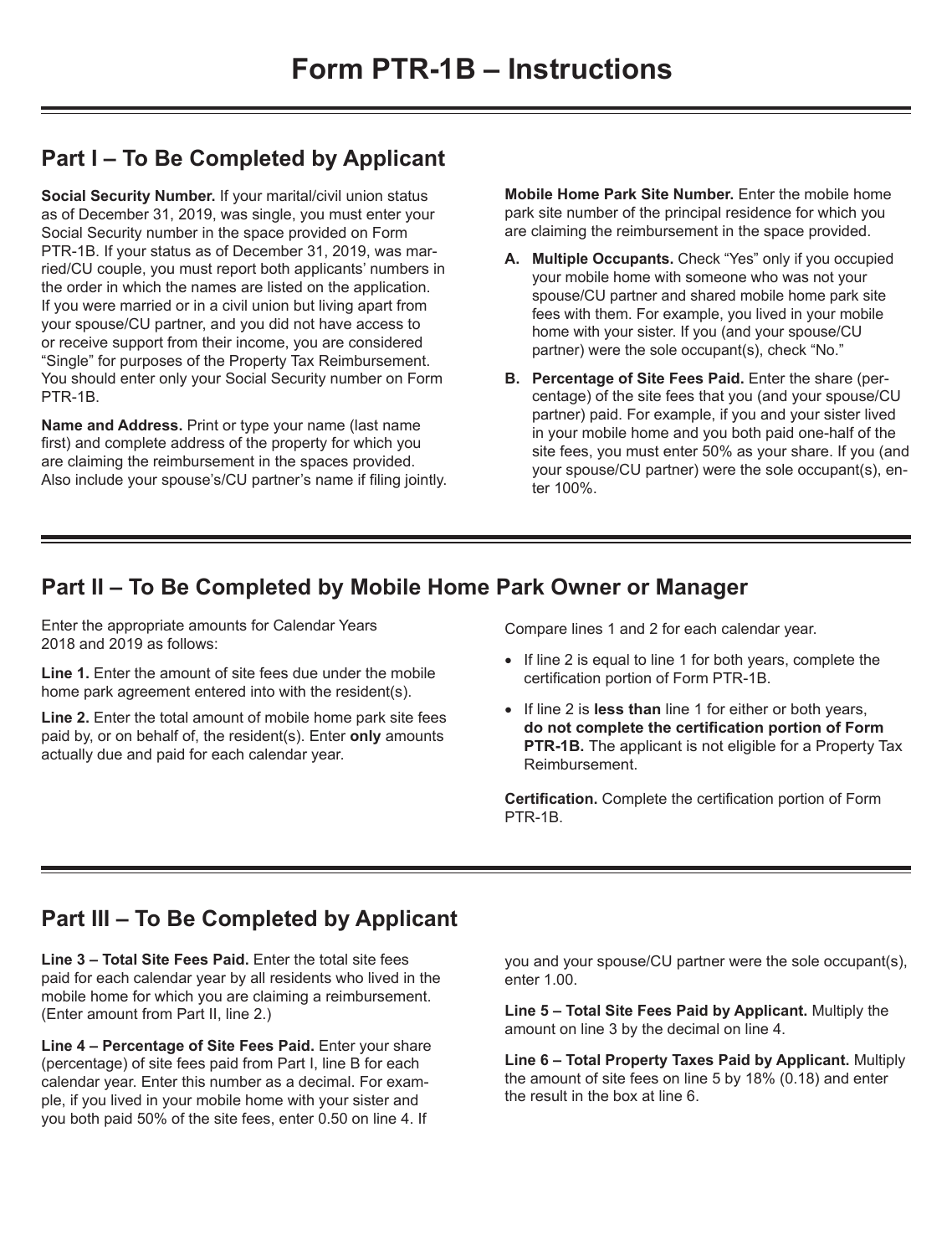# Form PTR-1B – Instructions

## Part I – To Be Completed by Applicant

**Social Security Number.** If your marital/civil union status as of December 31, 2019, was single, you must enter your Social Security number in the space provided on Form PTR-1B. If your status as of December 31, 2019, was married/CU couple, you must report both applicants' numbers in the order in which the names are listed on the application. If you were married or in a civil union but living apart from your spouse/CU partner, and you did not have access to or receive support from their income, you are considered "Single" for purposes of the Property Tax Reimbursement. You should enter only your Social Security number on Form PTR-1B.

**Name and Address.** Print or type your name (last name first) and complete address of the property for which you are claiming the reimbursement in the spaces provided. Also include your spouse's/CU partner's name if filing jointly.

**Mobile Home Park Site Number.** Enter the mobile home park site number of the principal residence for which you are claiming the reimbursement in the space provided.

**A. Multiple Occupants.** Check "Yes" only if you occupied your mobile home with someone who was not your spouse/CU partner and shared mobile home park site fees with them. For example, you lived in your mobile home with your sister. If you (and your spouse/CU partner) were the sole occupant(s), check "No."

**B. Percentage of Site Fees Paid.** Enter the share (percentage) of the site fees that you (and your spouse/CU partner) paid. For example, if you and your sister lived in your mobile home and you both paid one-half of the site fees, you must enter 50% as your share. If you (and your spouse/CU partner) were the sole occupant(s), enter 100%.

## Part II – To Be Completed by Mobile Home Park Owner or Manager

Enter the appropriate amounts for Calendar Years 2018 and 2019 as follows:

**Line 1.** Enter the amount of site fees due under the mobile home park agreement entered into with the resident(s).

**Line 2.** Enter the total amount of mobile home park site fees paid by, or on behalf of, the resident(s). Enter **only** amounts actually due and paid for each calendar year.

Compare lines 1 and 2 for each calendar year.

- If line 2 is equal to line 1 for both years, complete the certification portion of Form PTR-1B.
- If line 2 is **less than** line 1 for either or both years, **do not complete the certification portion of Form PTR-1B.** The applicant is not eligible for a Property Tax Reimbursement.

**Certification.** Complete the certification portion of Form PTR-1B.

## Part III – To Be Completed by Applicant

**Line 3 – Total Site Fees Paid.** Enter the total site fees paid for each calendar year by all residents who lived in the mobile home for which you are claiming a reimbursement. (Enter amount from Part II, line 2.)

**Line 4 – Percentage of Site Fees Paid.** Enter your share (percentage) of site fees paid from Part I, line B for each calendar year. Enter this number as a decimal. For example, if you lived in your mobile home with your sister and you both paid 50% of the site fees, enter 0.50 on line 4. If you and your spouse/CU partner were the sole occupant(s), enter 1.00.

**Line 5 – Total Site Fees Paid by Applicant.** Multiply the amount on line 3 by the decimal on line 4.

**Line 6 – Total Property Taxes Paid by Applicant.** Multiply the amount of site fees on line 5 by 18% (0.18) and enter the result in the box at line 6.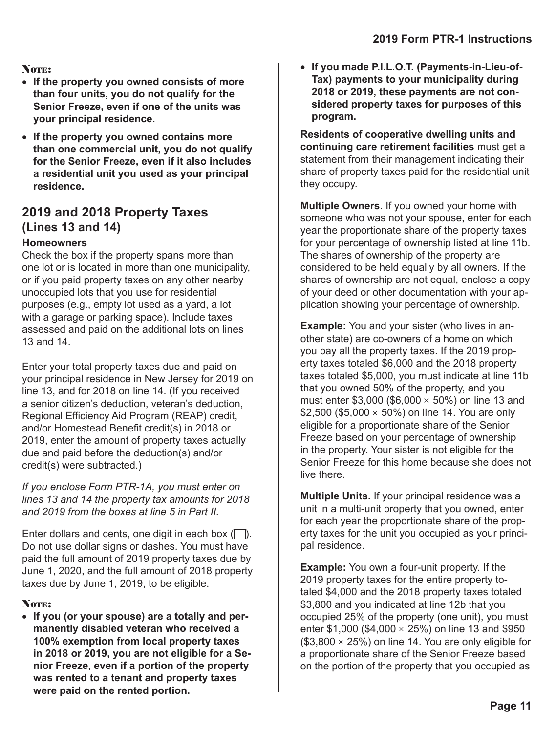**Note:**

- **If the property you owned consists of more than four units, you do not qualify for the Senior Freeze, even if one of the units was your principal residence.**
- **If the property you owned contains more than one commercial unit, you do not qualify for the Senior Freeze, even if it also includes a residential unit you used as your principal residence.**

## 2019 and 2018 Property Taxes (Lines 13 and 14)

### Homeowners

Check the box if the property spans more than one lot or is located in more than one municipality, or if you paid property taxes on any other nearby unoccupied lots that you use for residential purposes (e.g., empty lot used as a yard, a lot with a garage or parking space). Include taxes assessed and paid on the additional lots on lines 13 and 14.

Enter your total property taxes due and paid on your principal residence in New Jersey for 2019 on line 13, and for 2018 on line 14. (If you received a senior citizen's deduction, veteran's deduction, Regional Efficiency Aid Program (REAP) credit, and/or Homestead Benefit credit(s) in 2018 or 2019, enter the amount of property taxes actually due and paid before the deduction(s) and/or credit(s) were subtracted.)

*If you enclose Form PTR-1A, you must enter on lines 13 and 14 the property tax amounts for 2018 and 2019 from the boxes at line 5 in Part II.*

Enter dollars and cents, one digit in each box (☐). Do not use dollar signs or dashes. You must have paid the full amount of 2019 property taxes due by June 1, 2020, and the full amount of 2018 property taxes due by June 1, 2019, to be eligible.

**Note:**

- **If you (or your spouse) are a totally and permanently disabled veteran who received a 100% exemption from local property taxes in 2018 or 2019, you are not eligible for a Senior Freeze, even if a portion of the property was rented to a tenant and property taxes were paid on the rented portion.**
- **If you made P.I.L.O.T. (Payments-in-Lieu-of-Tax) payments to your municipality during 2018 or 2019, these payments are not considered property taxes for purposes of this program.**

**Residents of cooperative dwelling units and continuing care retirement facilities** must get a statement from their management indicating their share of property taxes paid for the residential unit they occupy.

**Multiple Owners.** If you owned your home with someone who was not your spouse, enter for each year the proportionate share of the property taxes for your percentage of ownership listed at line 11b. The shares of ownership of the property are considered to be held equally by all owners. If the shares of ownership are not equal, enclose a copy of your deed or other documentation with your application showing your percentage of ownership.

**Example:** You and your sister (who lives in another state) are co-owners of a home on which you pay all the property taxes. If the 2019 property taxes totaled $6,000 and the 2018 property taxes totaled $5,000, you must indicate at line 11b that you owned 50% of the property, and you must enter $3,000 ($6,000 × 50%) on line 13 and $2,500 ($5,000 × 50%) on line 14. You are only eligible for a proportionate share of the Senior Freeze based on your percentage of ownership in the property. Your sister is not eligible for the Senior Freeze for this home because she does not live there.

**Multiple Units.** If your principal residence was a unit in a multi-unit property that you owned, enter for each year the proportionate share of the property taxes for the unit you occupied as your principal residence.

**Example:** You own a four-unit property. If the 2019 property taxes for the entire property totaled $4,000 and the 2018 property taxes totaled $3,800 and you indicated at line 12b that you occupied 25% of the property (one unit), you must enter $1,000 ($4,000 × 25%) on line 13 and $950 ($3,800 × 25%) on line 14. You are only eligible for a proportionate share of the Senior Freeze based on the portion of the property that you occupied as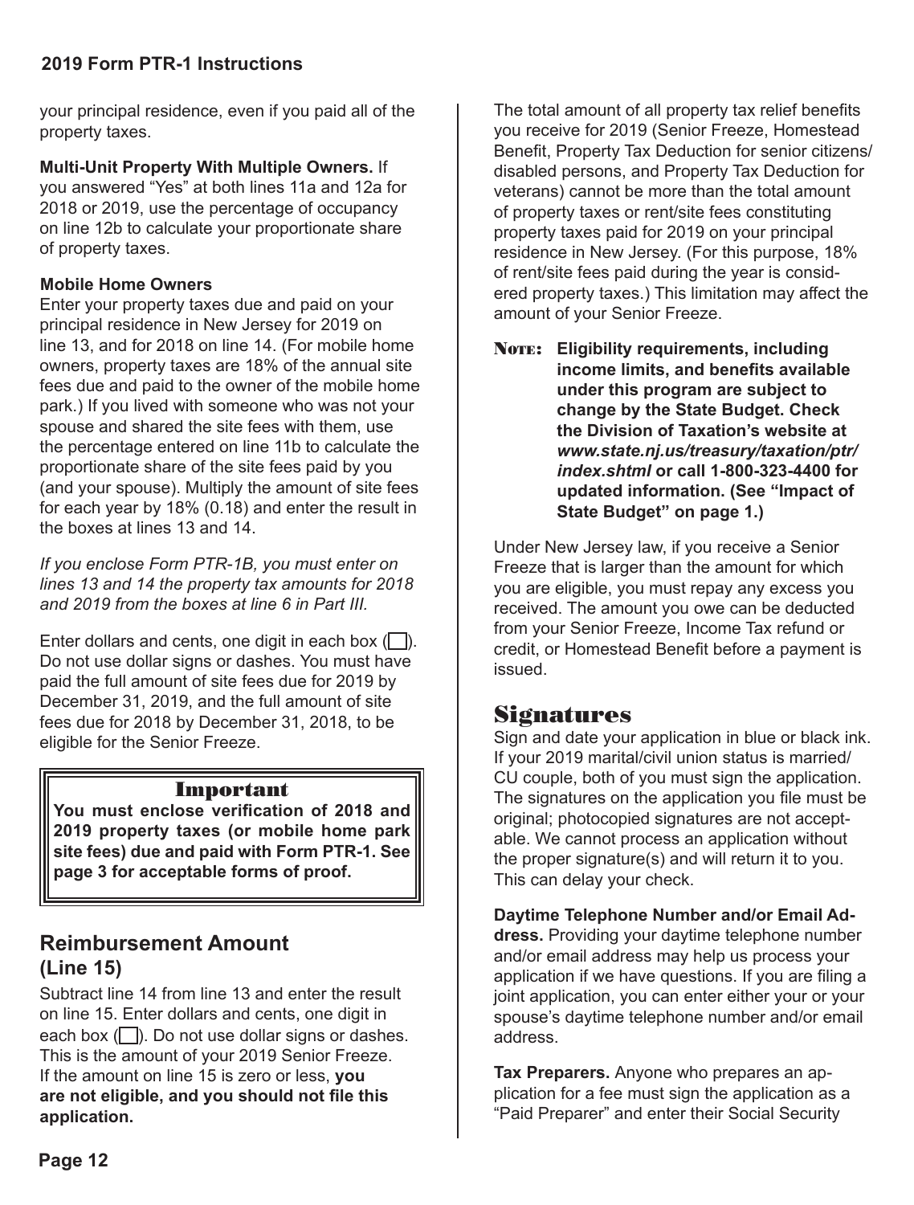your principal residence, even if you paid all of the property taxes.

**Multi-Unit Property With Multiple Owners.** If you answered “Yes” at both lines 11a and 12a for 2018 or 2019, use the percentage of occupancy on line 12b to calculate your proportionate share of property taxes.

**Mobile Home Owners**

Enter your property taxes due and paid on your principal residence in New Jersey for 2019 on line 13, and for 2018 on line 14. (For mobile home owners, property taxes are 18% of the annual site fees due and paid to the owner of the mobile home park.) If you lived with someone who was not your spouse and shared the site fees with them, use the percentage entered on line 11b to calculate the proportionate share of the site fees paid by you (and your spouse). Multiply the amount of site fees for each year by 18% (0.18) and enter the result in the boxes at lines 13 and 14.

*If you enclose Form PTR-1B, you must enter on lines 13 and 14 the property tax amounts for 2018 and 2019 from the boxes at line 6 in Part III.*

Enter dollars and cents, one digit in each box (☐). Do not use dollar signs or dashes. You must have paid the full amount of site fees due for 2019 by December 31, 2019, and the full amount of site fees due for 2018 by December 31, 2018, to be eligible for the Senior Freeze.

> **Important**
>
> **You must enclose verification of 2018 and 2019 property taxes (or mobile home park site fees) due and paid with Form PTR-1. See page 3 for acceptable forms of proof.**

## Reimbursement Amount (Line 15)

Subtract line 14 from line 13 and enter the result on line 15. Enter dollars and cents, one digit in each box (☐). Do not use dollar signs or dashes. This is the amount of your 2019 Senior Freeze. If the amount on line 15 is zero or less, **you are not eligible, and you should not file this application.**

The total amount of all property tax relief benefits you receive for 2019 (Senior Freeze, Homestead Benefit, Property Tax Deduction for senior citizens/disabled persons, and Property Tax Deduction for veterans) cannot be more than the total amount of property taxes or rent/site fees constituting property taxes paid for 2019 on your principal residence in New Jersey. (For this purpose, 18% of rent/site fees paid during the year is considered property taxes.) This limitation may affect the amount of your Senior Freeze.

**Note: Eligibility requirements, including income limits, and benefits available under this program are subject to change by the State Budget. Check the Division of Taxation’s website at *www.state.nj.us/treasury/taxation/ptr/index.shtml* or call 1-800-323-4400 for updated information. (See “Impact of State Budget” on page 1.)**

Under New Jersey law, if you receive a Senior Freeze that is larger than the amount for which you are eligible, you must repay any excess you received. The amount you owe can be deducted from your Senior Freeze, Income Tax refund or credit, or Homestead Benefit before a payment is issued.

## Signatures

Sign and date your application in blue or black ink. If your 2019 marital/civil union status is married/CU couple, both of you must sign the application. The signatures on the application you file must be original; photocopied signatures are not acceptable. We cannot process an application without the proper signature(s) and will return it to you. This can delay your check.

**Daytime Telephone Number and/or Email Address.** Providing your daytime telephone number and/or email address may help us process your application if we have questions. If you are filing a joint application, you can enter either your or your spouse’s daytime telephone number and/or email address.

**Tax Preparers.** Anyone who prepares an application for a fee must sign the application as a “Paid Preparer” and enter their Social Security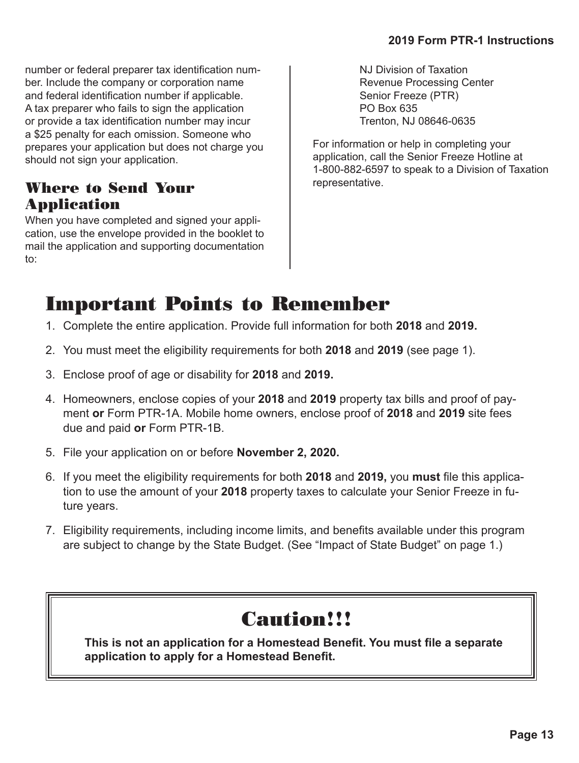number or federal preparer tax identification number. Include the company or corporation name and federal identification number if applicable. A tax preparer who fails to sign the application or provide a tax identification number may incur a $25 penalty for each omission. Someone who prepares your application but does not charge you should not sign your application.

## Where to Send Your Application

When you have completed and signed your application, use the envelope provided in the booklet to mail the application and supporting documentation to:

NJ Division of Taxation
Revenue Processing Center
Senior Freeze (PTR)
PO Box 635
Trenton, NJ 08646-0635

For information or help in completing your application, call the Senior Freeze Hotline at 1-800-882-6597 to speak to a Division of Taxation representative.

# Important Points to Remember

1. Complete the entire application. Provide full information for both **2018** and **2019.**
2. You must meet the eligibility requirements for both **2018** and **2019** (see page 1).
3. Enclose proof of age or disability for **2018** and **2019.**
4. Homeowners, enclose copies of your **2018** and **2019** property tax bills and proof of payment **or** Form PTR-1A. Mobile home owners, enclose proof of **2018** and **2019** site fees due and paid **or** Form PTR-1B.
5. File your application on or before **November 2, 2020.**
6. If you meet the eligibility requirements for both **2018** and **2019,** you **must** file this application to use the amount of your **2018** property taxes to calculate your Senior Freeze in future years.
7. Eligibility requirements, including income limits, and benefits available under this program are subject to change by the State Budget. (See "Impact of State Budget" on page 1.)

# Caution!!!

**This is not an application for a Homestead Benefit. You must file a separate application to apply for a Homestead Benefit.**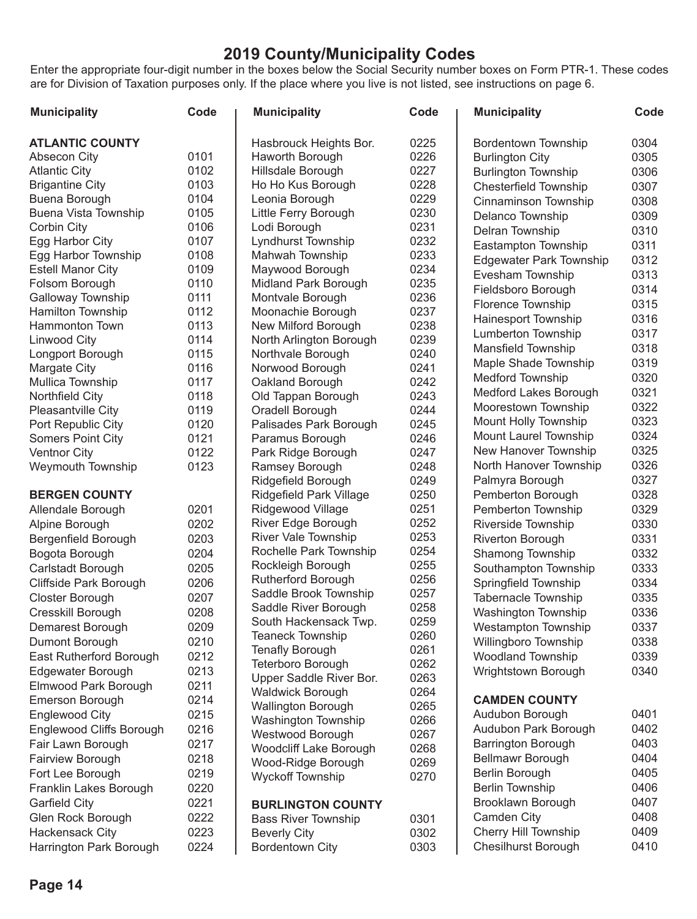# 2019 County/Municipality Codes

Enter the appropriate four-digit number in the boxes below the Social Security number boxes on Form PTR-1. These codes are for Division of Taxation purposes only. If the place where you live is not listed, see instructions on page 6.

| Municipality | Code |
|---|---|
| **ATLANTIC COUNTY** | |
| Absecon City | 0101 |
| Atlantic City | 0102 |
| Brigantine City | 0103 |
| Buena Borough | 0104 |
| Buena Vista Township | 0105 |
| Corbin City | 0106 |
| Egg Harbor City | 0107 |
| Egg Harbor Township | 0108 |
| Estell Manor City | 0109 |
| Folsom Borough | 0110 |
| Galloway Township | 0111 |
| Hamilton Township | 0112 |
| Hammonton Town | 0113 |
| Linwood City | 0114 |
| Longport Borough | 0115 |
| Margate City | 0116 |
| Mullica Township | 0117 |
| Northfield City | 0118 |
| Pleasantville City | 0119 |
| Port Republic City | 0120 |
| Somers Point City | 0121 |
| Ventnor City | 0122 |
| Weymouth Township | 0123 |
| **BERGEN COUNTY** | |
| Allendale Borough | 0201 |
| Alpine Borough | 0202 |
| Bergenfield Borough | 0203 |
| Bogota Borough | 0204 |
| Carlstadt Borough | 0205 |
| Cliffside Park Borough | 0206 |
| Closter Borough | 0207 |
| Cresskill Borough | 0208 |
| Demarest Borough | 0209 |
| Dumont Borough | 0210 |
| East Rutherford Borough | 0212 |
| Edgewater Borough | 0213 |
| Elmwood Park Borough | 0211 |
| Emerson Borough | 0214 |
| Englewood City | 0215 |
| Englewood Cliffs Borough | 0216 |
| Fair Lawn Borough | 0217 |
| Fairview Borough | 0218 |
| Fort Lee Borough | 0219 |
| Franklin Lakes Borough | 0220 |
| Garfield City | 0221 |
| Glen Rock Borough | 0222 |
| Hackensack City | 0223 |
| Harrington Park Borough | 0224 |
| Hasbrouck Heights Bor. | 0225 |
| Haworth Borough | 0226 |
| Hillsdale Borough | 0227 |
| Ho Ho Kus Borough | 0228 |
| Leonia Borough | 0229 |
| Little Ferry Borough | 0230 |
| Lodi Borough | 0231 |
| Lyndhurst Township | 0232 |
| Mahwah Township | 0233 |
| Maywood Borough | 0234 |
| Midland Park Borough | 0235 |
| Montvale Borough | 0236 |
| Moonachie Borough | 0237 |
| New Milford Borough | 0238 |
| North Arlington Borough | 0239 |
| Northvale Borough | 0240 |
| Norwood Borough | 0241 |
| Oakland Borough | 0242 |
| Old Tappan Borough | 0243 |
| Oradell Borough | 0244 |
| Palisades Park Borough | 0245 |
| Paramus Borough | 0246 |
| Park Ridge Borough | 0247 |
| Ramsey Borough | 0248 |
| Ridgefield Borough | 0249 |
| Ridgefield Park Village | 0250 |
| Ridgewood Village | 0251 |
| River Edge Borough | 0252 |
| River Vale Township | 0253 |
| Rochelle Park Township | 0254 |
| Rockleigh Borough | 0255 |
| Rutherford Borough | 0256 |
| Saddle Brook Township | 0257 |
| Saddle River Borough | 0258 |
| South Hackensack Twp. | 0259 |
| Teaneck Township | 0260 |
| Tenafly Borough | 0261 |
| Teterboro Borough | 0262 |
| Upper Saddle River Bor. | 0263 |
| Waldwick Borough | 0264 |
| Wallington Borough | 0265 |
| Washington Township | 0266 |
| Westwood Borough | 0267 |
| Woodcliff Lake Borough | 0268 |
| Wood-Ridge Borough | 0269 |
| Wyckoff Township | 0270 |
| **BURLINGTON COUNTY** | |
| Bass River Township | 0301 |
| Beverly City | 0302 |
| Bordentown City | 0303 |
| Bordentown Township | 0304 |
| Burlington City | 0305 |
| Burlington Township | 0306 |
| Chesterfield Township | 0307 |
| Cinnaminson Township | 0308 |
| Delanco Township | 0309 |
| Delran Township | 0310 |
| Eastampton Township | 0311 |
| Edgewater Park Township | 0312 |
| Evesham Township | 0313 |
| Fieldsboro Borough | 0314 |
| Florence Township | 0315 |
| Hainesport Township | 0316 |
| Lumberton Township | 0317 |
| Mansfield Township | 0318 |
| Maple Shade Township | 0319 |
| Medford Township | 0320 |
| Medford Lakes Borough | 0321 |
| Moorestown Township | 0322 |
| Mount Holly Township | 0323 |
| Mount Laurel Township | 0324 |
| New Hanover Township | 0325 |
| North Hanover Township | 0326 |
| Palmyra Borough | 0327 |
| Pemberton Borough | 0328 |
| Pemberton Township | 0329 |
| Riverside Township | 0330 |
| Riverton Borough | 0331 |
| Shamong Township | 0332 |
| Southampton Township | 0333 |
| Springfield Township | 0334 |
| Tabernacle Township | 0335 |
| Washington Township | 0336 |
| Westampton Township | 0337 |
| Willingboro Township | 0338 |
| Woodland Township | 0339 |
| Wrightstown Borough | 0340 |
| **CAMDEN COUNTY** | |
| Audubon Borough | 0401 |
| Audubon Park Borough | 0402 |
| Barrington Borough | 0403 |
| Bellmawr Borough | 0404 |
| Berlin Borough | 0405 |
| Berlin Township | 0406 |
| Brooklawn Borough | 0407 |
| Camden City | 0408 |
| Cherry Hill Township | 0409 |
| Chesilhurst Borough | 0410 |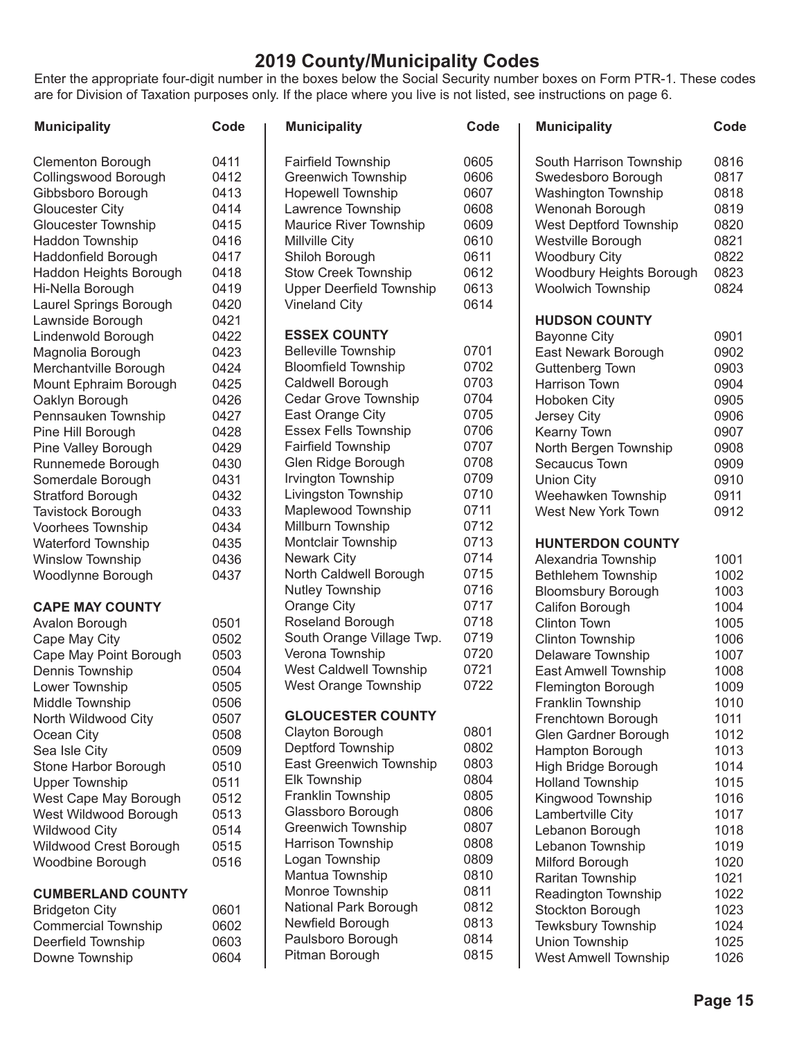# 2019 County/Municipality Codes

Enter the appropriate four-digit number in the boxes below the Social Security number boxes on Form PTR-1. These codes are for Division of Taxation purposes only. If the place where you live is not listed, see instructions on page 6.

| Municipality | Code |
|---|---|
| Clementon Borough | 0411 |
| Collingswood Borough | 0412 |
| Gibbsboro Borough | 0413 |
| Gloucester City | 0414 |
| Gloucester Township | 0415 |
| Haddon Township | 0416 |
| Haddonfield Borough | 0417 |
| Haddon Heights Borough | 0418 |
| Hi-Nella Borough | 0419 |
| Laurel Springs Borough | 0420 |
| Lawnside Borough | 0421 |
| Lindenwold Borough | 0422 |
| Magnolia Borough | 0423 |
| Merchantville Borough | 0424 |
| Mount Ephraim Borough | 0425 |
| Oaklyn Borough | 0426 |
| Pennsauken Township | 0427 |
| Pine Hill Borough | 0428 |
| Pine Valley Borough | 0429 |
| Runnemede Borough | 0430 |
| Somerdale Borough | 0431 |
| Stratford Borough | 0432 |
| Tavistock Borough | 0433 |
| Voorhees Township | 0434 |
| Waterford Township | 0435 |
| Winslow Township | 0436 |
| Woodlynne Borough | 0437 |
| **CAPE MAY COUNTY** | |
| Avalon Borough | 0501 |
| Cape May City | 0502 |
| Cape May Point Borough | 0503 |
| Dennis Township | 0504 |
| Lower Township | 0505 |
| Middle Township | 0506 |
| North Wildwood City | 0507 |
| Ocean City | 0508 |
| Sea Isle City | 0509 |
| Stone Harbor Borough | 0510 |
| Upper Township | 0511 |
| West Cape May Borough | 0512 |
| West Wildwood Borough | 0513 |
| Wildwood City | 0514 |
| Wildwood Crest Borough | 0515 |
| Woodbine Borough | 0516 |
| **CUMBERLAND COUNTY** | |
| Bridgeton City | 0601 |
| Commercial Township | 0602 |
| Deerfield Township | 0603 |
| Downe Township | 0604 |
| Fairfield Township | 0605 |
| Greenwich Township | 0606 |
| Hopewell Township | 0607 |
| Lawrence Township | 0608 |
| Maurice River Township | 0609 |
| Millville City | 0610 |
| Shiloh Borough | 0611 |
| Stow Creek Township | 0612 |
| Upper Deerfield Township | 0613 |
| Vineland City | 0614 |
| **ESSEX COUNTY** | |
| Belleville Township | 0701 |
| Bloomfield Township | 0702 |
| Caldwell Borough | 0703 |
| Cedar Grove Township | 0704 |
| East Orange City | 0705 |
| Essex Fells Township | 0706 |
| Fairfield Township | 0707 |
| Glen Ridge Borough | 0708 |
| Irvington Township | 0709 |
| Livingston Township | 0710 |
| Maplewood Township | 0711 |
| Millburn Township | 0712 |
| Montclair Township | 0713 |
| Newark City | 0714 |
| North Caldwell Borough | 0715 |
| Nutley Township | 0716 |
| Orange City | 0717 |
| Roseland Borough | 0718 |
| South Orange Village Twp. | 0719 |
| Verona Township | 0720 |
| West Caldwell Township | 0721 |
| West Orange Township | 0722 |
| **GLOUCESTER COUNTY** | |
| Clayton Borough | 0801 |
| Deptford Township | 0802 |
| East Greenwich Township | 0803 |
| Elk Township | 0804 |
| Franklin Township | 0805 |
| Glassboro Borough | 0806 |
| Greenwich Township | 0807 |
| Harrison Township | 0808 |
| Logan Township | 0809 |
| Mantua Township | 0810 |
| Monroe Township | 0811 |
| National Park Borough | 0812 |
| Newfield Borough | 0813 |
| Paulsboro Borough | 0814 |
| Pitman Borough | 0815 |
| South Harrison Township | 0816 |
| Swedesboro Borough | 0817 |
| Washington Township | 0818 |
| Wenonah Borough | 0819 |
| West Deptford Township | 0820 |
| Westville Borough | 0821 |
| Woodbury City | 0822 |
| Woodbury Heights Borough | 0823 |
| Woolwich Township | 0824 |
| **HUDSON COUNTY** | |
| Bayonne City | 0901 |
| East Newark Borough | 0902 |
| Guttenberg Town | 0903 |
| Harrison Town | 0904 |
| Hoboken City | 0905 |
| Jersey City | 0906 |
| Kearny Town | 0907 |
| North Bergen Township | 0908 |
| Secaucus Town | 0909 |
| Union City | 0910 |
| Weehawken Township | 0911 |
| West New York Town | 0912 |
| **HUNTERDON COUNTY** | |
| Alexandria Township | 1001 |
| Bethlehem Township | 1002 |
| Bloomsbury Borough | 1003 |
| Califon Borough | 1004 |
| Clinton Town | 1005 |
| Clinton Township | 1006 |
| Delaware Township | 1007 |
| East Amwell Township | 1008 |
| Flemington Borough | 1009 |
| Franklin Township | 1010 |
| Frenchtown Borough | 1011 |
| Glen Gardner Borough | 1012 |
| Hampton Borough | 1013 |
| High Bridge Borough | 1014 |
| Holland Township | 1015 |
| Kingwood Township | 1016 |
| Lambertville City | 1017 |
| Lebanon Borough | 1018 |
| Lebanon Township | 1019 |
| Milford Borough | 1020 |
| Raritan Township | 1021 |
| Readington Township | 1022 |
| Stockton Borough | 1023 |
| Tewksbury Township | 1024 |
| Union Township | 1025 |
| West Amwell Township | 1026 |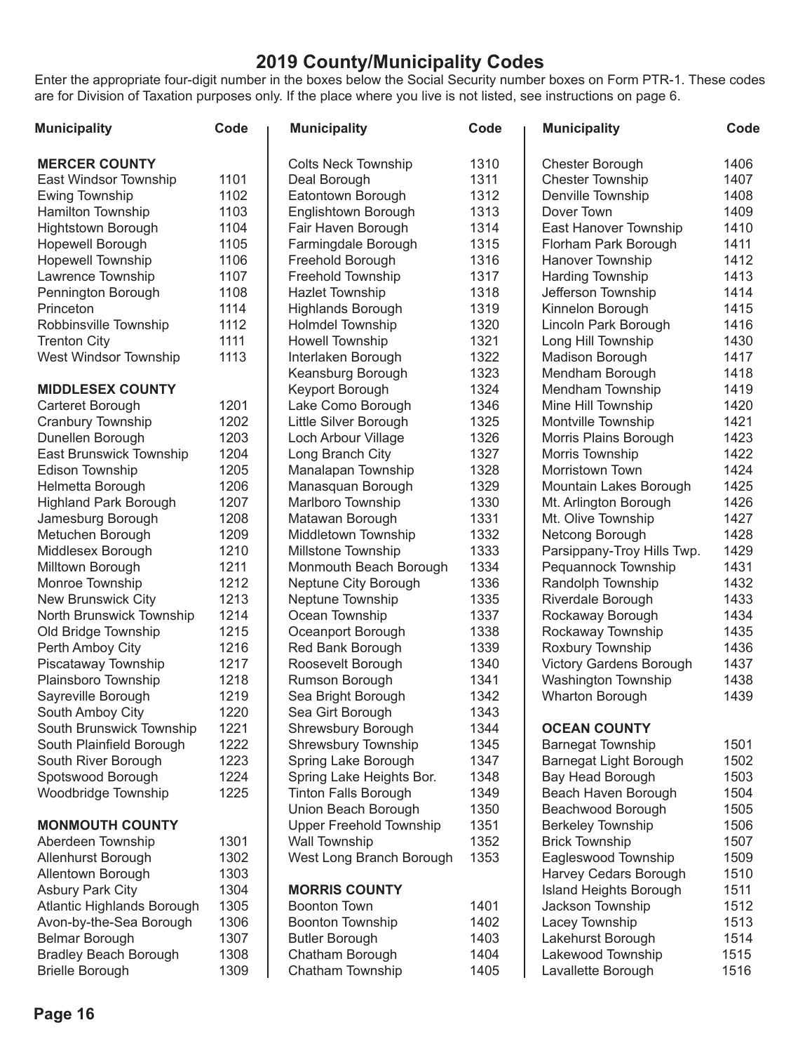# 2019 County/Municipality Codes

Enter the appropriate four-digit number in the boxes below the Social Security number boxes on Form PTR-1. These codes are for Division of Taxation purposes only. If the place where you live is not listed, see instructions on page 6.

| Municipality | Code |
|---|---|
| **MERCER COUNTY** | |
| East Windsor Township | 1101 |
| Ewing Township | 1102 |
| Hamilton Township | 1103 |
| Hightstown Borough | 1104 |
| Hopewell Borough | 1105 |
| Hopewell Township | 1106 |
| Lawrence Township | 1107 |
| Pennington Borough | 1108 |
| Princeton | 1114 |
| Robbinsville Township | 1112 |
| Trenton City | 1111 |
| West Windsor Township | 1113 |
| **MIDDLESEX COUNTY** | |
| Carteret Borough | 1201 |
| Cranbury Township | 1202 |
| Dunellen Borough | 1203 |
| East Brunswick Township | 1204 |
| Edison Township | 1205 |
| Helmetta Borough | 1206 |
| Highland Park Borough | 1207 |
| Jamesburg Borough | 1208 |
| Metuchen Borough | 1209 |
| Middlesex Borough | 1210 |
| Milltown Borough | 1211 |
| Monroe Township | 1212 |
| New Brunswick City | 1213 |
| North Brunswick Township | 1214 |
| Old Bridge Township | 1215 |
| Perth Amboy City | 1216 |
| Piscataway Township | 1217 |
| Plainsboro Township | 1218 |
| Sayreville Borough | 1219 |
| South Amboy City | 1220 |
| South Brunswick Township | 1221 |
| South Plainfield Borough | 1222 |
| South River Borough | 1223 |
| Spotswood Borough | 1224 |
| Woodbridge Township | 1225 |
| **MONMOUTH COUNTY** | |
| Aberdeen Township | 1301 |
| Allenhurst Borough | 1302 |
| Allentown Borough | 1303 |
| Asbury Park City | 1304 |
| Atlantic Highlands Borough | 1305 |
| Avon-by-the-Sea Borough | 1306 |
| Belmar Borough | 1307 |
| Bradley Beach Borough | 1308 |
| Brielle Borough | 1309 |
| Colts Neck Township | 1310 |
| Deal Borough | 1311 |
| Eatontown Borough | 1312 |
| Englishtown Borough | 1313 |
| Fair Haven Borough | 1314 |
| Farmingdale Borough | 1315 |
| Freehold Borough | 1316 |
| Freehold Township | 1317 |
| Hazlet Township | 1318 |
| Highlands Borough | 1319 |
| Holmdel Township | 1320 |
| Howell Township | 1321 |
| Interlaken Borough | 1322 |
| Keansburg Borough | 1323 |
| Keyport Borough | 1324 |
| Lake Como Borough | 1346 |
| Little Silver Borough | 1325 |
| Loch Arbour Village | 1326 |
| Long Branch City | 1327 |
| Manalapan Township | 1328 |
| Manasquan Borough | 1329 |
| Marlboro Township | 1330 |
| Matawan Borough | 1331 |
| Middletown Township | 1332 |
| Millstone Township | 1333 |
| Monmouth Beach Borough | 1334 |
| Neptune City Borough | 1336 |
| Neptune Township | 1335 |
| Ocean Township | 1337 |
| Oceanport Borough | 1338 |
| Red Bank Borough | 1339 |
| Roosevelt Borough | 1340 |
| Rumson Borough | 1341 |
| Sea Bright Borough | 1342 |
| Sea Girt Borough | 1343 |
| Shrewsbury Borough | 1344 |
| Shrewsbury Township | 1345 |
| Spring Lake Borough | 1347 |
| Spring Lake Heights Bor. | 1348 |
| Tinton Falls Borough | 1349 |
| Union Beach Borough | 1350 |
| Upper Freehold Township | 1351 |
| Wall Township | 1352 |
| West Long Branch Borough | 1353 |
| **MORRIS COUNTY** | |
| Boonton Town | 1401 |
| Boonton Township | 1402 |
| Butler Borough | 1403 |
| Chatham Borough | 1404 |
| Chatham Township | 1405 |
| Chester Borough | 1406 |
| Chester Township | 1407 |
| Denville Township | 1408 |
| Dover Town | 1409 |
| East Hanover Township | 1410 |
| Florham Park Borough | 1411 |
| Hanover Township | 1412 |
| Harding Township | 1413 |
| Jefferson Township | 1414 |
| Kinnelon Borough | 1415 |
| Lincoln Park Borough | 1416 |
| Long Hill Township | 1430 |
| Madison Borough | 1417 |
| Mendham Borough | 1418 |
| Mendham Township | 1419 |
| Mine Hill Township | 1420 |
| Montville Township | 1421 |
| Morris Plains Borough | 1423 |
| Morris Township | 1422 |
| Morristown Town | 1424 |
| Mountain Lakes Borough | 1425 |
| Mt. Arlington Borough | 1426 |
| Mt. Olive Township | 1427 |
| Netcong Borough | 1428 |
| Parsippany-Troy Hills Twp. | 1429 |
| Pequannock Township | 1431 |
| Randolph Township | 1432 |
| Riverdale Borough | 1433 |
| Rockaway Borough | 1434 |
| Rockaway Township | 1435 |
| Roxbury Township | 1436 |
| Victory Gardens Borough | 1437 |
| Washington Township | 1438 |
| Wharton Borough | 1439 |
| **OCEAN COUNTY** | |
| Barnegat Township | 1501 |
| Barnegat Light Borough | 1502 |
| Bay Head Borough | 1503 |
| Beach Haven Borough | 1504 |
| Beachwood Borough | 1505 |
| Berkeley Township | 1506 |
| Brick Township | 1507 |
| Eagleswood Township | 1509 |
| Harvey Cedars Borough | 1510 |
| Island Heights Borough | 1511 |
| Jackson Township | 1512 |
| Lacey Township | 1513 |
| Lakehurst Borough | 1514 |
| Lakewood Township | 1515 |
| Lavallette Borough | 1516 |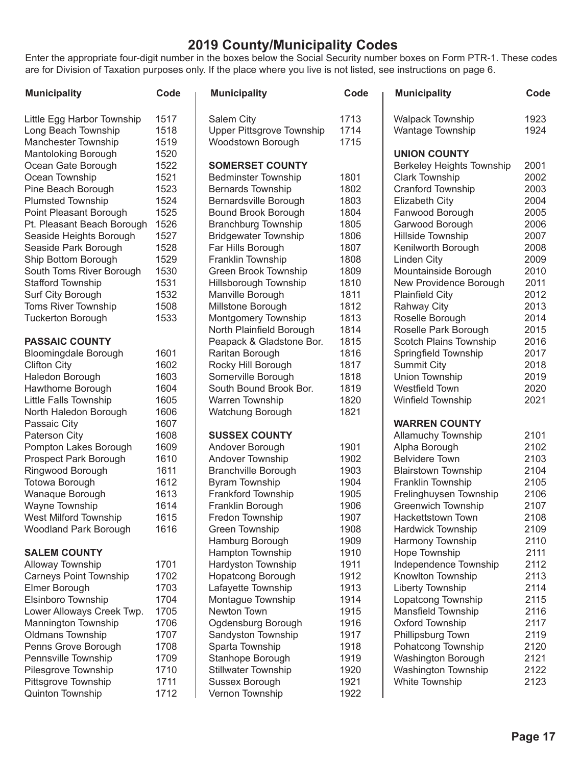# 2019 County/Municipality Codes

Enter the appropriate four-digit number in the boxes below the Social Security number boxes on Form PTR-1. These codes are for Division of Taxation purposes only. If the place where you live is not listed, see instructions on page 6.

| Municipality | Code |
|---|---|
| Little Egg Harbor Township | 1517 |
| Long Beach Township | 1518 |
| Manchester Township | 1519 |
| Mantoloking Borough | 1520 |
| Ocean Gate Borough | 1522 |
| Ocean Township | 1521 |
| Pine Beach Borough | 1523 |
| Plumsted Township | 1524 |
| Point Pleasant Borough | 1525 |
| Pt. Pleasant Beach Borough | 1526 |
| Seaside Heights Borough | 1527 |
| Seaside Park Borough | 1528 |
| Ship Bottom Borough | 1529 |
| South Toms River Borough | 1530 |
| Stafford Township | 1531 |
| Surf City Borough | 1532 |
| Toms River Township | 1508 |
| Tuckerton Borough | 1533 |
| **PASSAIC COUNTY** | |
| Bloomingdale Borough | 1601 |
| Clifton City | 1602 |
| Haledon Borough | 1603 |
| Hawthorne Borough | 1604 |
| Little Falls Township | 1605 |
| North Haledon Borough | 1606 |
| Passaic City | 1607 |
| Paterson City | 1608 |
| Pompton Lakes Borough | 1609 |
| Prospect Park Borough | 1610 |
| Ringwood Borough | 1611 |
| Totowa Borough | 1612 |
| Wanaque Borough | 1613 |
| Wayne Township | 1614 |
| West Milford Township | 1615 |
| Woodland Park Borough | 1616 |
| **SALEM COUNTY** | |
| Alloway Township | 1701 |
| Carneys Point Township | 1702 |
| Elmer Borough | 1703 |
| Elsinboro Township | 1704 |
| Lower Alloways Creek Twp. | 1705 |
| Mannington Township | 1706 |
| Oldmans Township | 1707 |
| Penns Grove Borough | 1708 |
| Pennsville Township | 1709 |
| Pilesgrove Township | 1710 |
| Pittsgrove Township | 1711 |
| Quinton Township | 1712 |
| Salem City | 1713 |
| Upper Pittsgrove Township | 1714 |
| Woodstown Borough | 1715 |
| **SOMERSET COUNTY** | |
| Bedminster Township | 1801 |
| Bernards Township | 1802 |
| Bernardsville Borough | 1803 |
| Bound Brook Borough | 1804 |
| Branchburg Township | 1805 |
| Bridgewater Township | 1806 |
| Far Hills Borough | 1807 |
| Franklin Township | 1808 |
| Green Brook Township | 1809 |
| Hillsborough Township | 1810 |
| Manville Borough | 1811 |
| Millstone Borough | 1812 |
| Montgomery Township | 1813 |
| North Plainfield Borough | 1814 |
| Peapack & Gladstone Bor. | 1815 |
| Raritan Borough | 1816 |
| Rocky Hill Borough | 1817 |
| Somerville Borough | 1818 |
| South Bound Brook Bor. | 1819 |
| Warren Township | 1820 |
| Watchung Borough | 1821 |
| **SUSSEX COUNTY** | |
| Andover Borough | 1901 |
| Andover Township | 1902 |
| Branchville Borough | 1903 |
| Byram Township | 1904 |
| Frankford Township | 1905 |
| Franklin Borough | 1906 |
| Fredon Township | 1907 |
| Green Township | 1908 |
| Hamburg Borough | 1909 |
| Hampton Township | 1910 |
| Hardyston Township | 1911 |
| Hopatcong Borough | 1912 |
| Lafayette Township | 1913 |
| Montague Township | 1914 |
| Newton Town | 1915 |
| Ogdensburg Borough | 1916 |
| Sandyston Township | 1917 |
| Sparta Township | 1918 |
| Stanhope Borough | 1919 |
| Stillwater Township | 1920 |
| Sussex Borough | 1921 |
| Vernon Township | 1922 |
| Walpack Township | 1923 |
| Wantage Township | 1924 |
| **UNION COUNTY** | |
| Berkeley Heights Township | 2001 |
| Clark Township | 2002 |
| Cranford Township | 2003 |
| Elizabeth City | 2004 |
| Fanwood Borough | 2005 |
| Garwood Borough | 2006 |
| Hillside Township | 2007 |
| Kenilworth Borough | 2008 |
| Linden City | 2009 |
| Mountainside Borough | 2010 |
| New Providence Borough | 2011 |
| Plainfield City | 2012 |
| Rahway City | 2013 |
| Roselle Borough | 2014 |
| Roselle Park Borough | 2015 |
| Scotch Plains Township | 2016 |
| Springfield Township | 2017 |
| Summit City | 2018 |
| Union Township | 2019 |
| Westfield Town | 2020 |
| Winfield Township | 2021 |
| **WARREN COUNTY** | |
| Allamuchy Township | 2101 |
| Alpha Borough | 2102 |
| Belvidere Town | 2103 |
| Blairstown Township | 2104 |
| Franklin Township | 2105 |
| Frelinghuysen Township | 2106 |
| Greenwich Township | 2107 |
| Hackettstown Town | 2108 |
| Hardwick Township | 2109 |
| Harmony Township | 2110 |
| Hope Township | 2111 |
| Independence Township | 2112 |
| Knowlton Township | 2113 |
| Liberty Township | 2114 |
| Lopatcong Township | 2115 |
| Mansfield Township | 2116 |
| Oxford Township | 2117 |
| Phillipsburg Town | 2119 |
| Pohatcong Township | 2120 |
| Washington Borough | 2121 |
| Washington Township | 2122 |
| White Township | 2123 |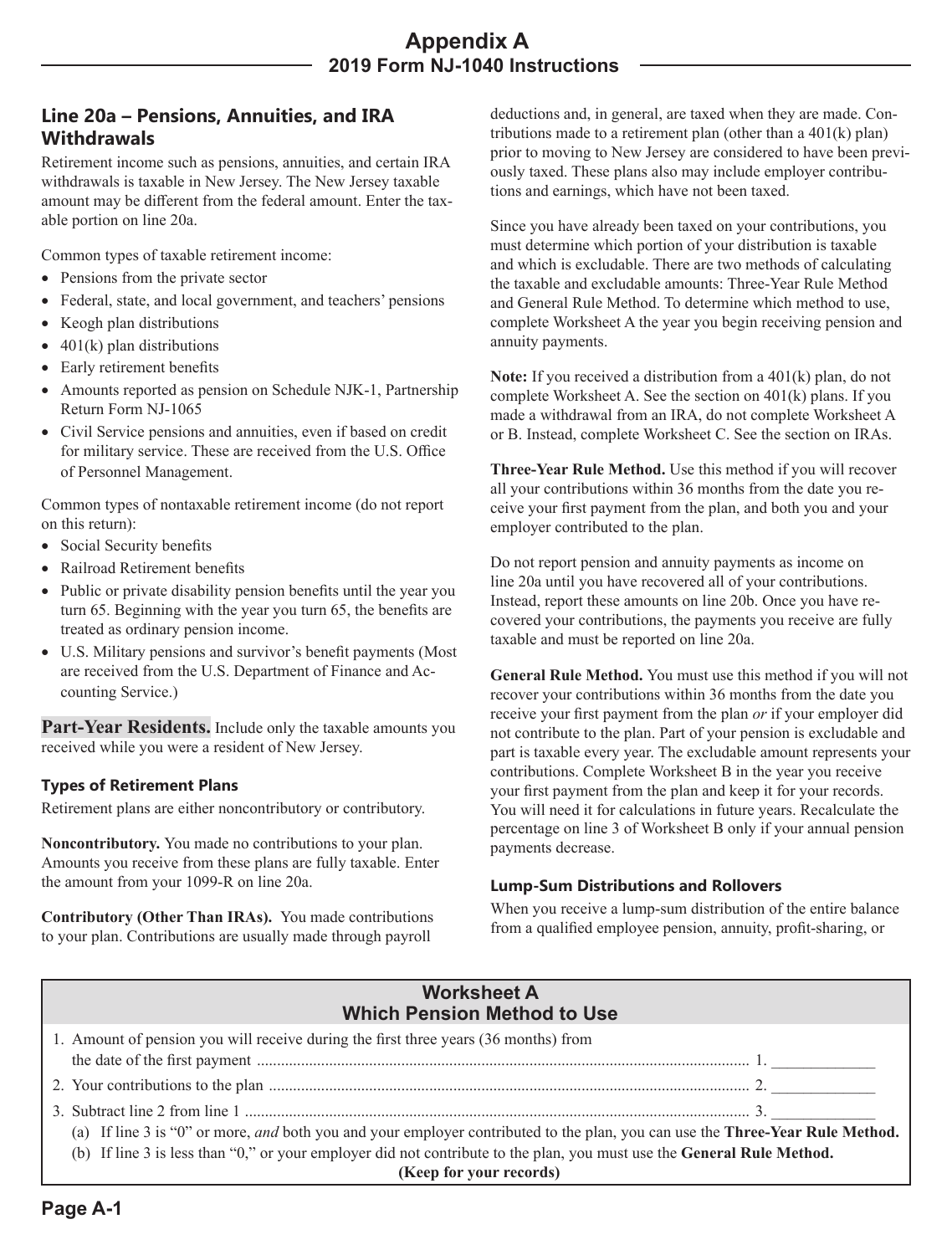# Appendix A

## 2019 Form NJ-1040 Instructions

### Line 20a – Pensions, Annuities, and IRA Withdrawals

Retirement income such as pensions, annuities, and certain IRA withdrawals is taxable in New Jersey. The New Jersey taxable amount may be different from the federal amount. Enter the taxable portion on line 20a.

Common types of taxable retirement income:

- Pensions from the private sector
- Federal, state, and local government, and teachers' pensions
- Keogh plan distributions
- 401(k) plan distributions
- Early retirement benefits
- Amounts reported as pension on Schedule NJK-1, Partnership Return Form NJ-1065
- Civil Service pensions and annuities, even if based on credit for military service. These are received from the U.S. Office of Personnel Management.

Common types of nontaxable retirement income (do not report on this return):

- Social Security benefits
- Railroad Retirement benefits
- Public or private disability pension benefits until the year you turn 65. Beginning with the year you turn 65, the benefits are treated as ordinary pension income.
- U.S. Military pensions and survivor's benefit payments (Most are received from the U.S. Department of Finance and Accounting Service.)

**Part-Year Residents.** Include only the taxable amounts you received while you were a resident of New Jersey.

#### Types of Retirement Plans

Retirement plans are either noncontributory or contributory.

**Noncontributory.** You made no contributions to your plan. Amounts you receive from these plans are fully taxable. Enter the amount from your 1099-R on line 20a.

**Contributory (Other Than IRAs).** You made contributions to your plan. Contributions are usually made through payroll deductions and, in general, are taxed when they are made. Contributions made to a retirement plan (other than a 401(k) plan) prior to moving to New Jersey are considered to have been previously taxed. These plans also may include employer contributions and earnings, which have not been taxed.

Since you have already been taxed on your contributions, you must determine which portion of your distribution is taxable and which is excludable. There are two methods of calculating the taxable and excludable amounts: Three-Year Rule Method and General Rule Method. To determine which method to use, complete Worksheet A the year you begin receiving pension and annuity payments.

**Note:** If you received a distribution from a 401(k) plan, do not complete Worksheet A. See the section on 401(k) plans. If you made a withdrawal from an IRA, do not complete Worksheet A or B. Instead, complete Worksheet C. See the section on IRAs.

**Three-Year Rule Method.** Use this method if you will recover all your contributions within 36 months from the date you receive your first payment from the plan, and both you and your employer contributed to the plan.

Do not report pension and annuity payments as income on line 20a until you have recovered all of your contributions. Instead, report these amounts on line 20b. Once you have recovered your contributions, the payments you receive are fully taxable and must be reported on line 20a.

**General Rule Method.** You must use this method if you will not recover your contributions within 36 months from the date you receive your first payment from the plan *or* if your employer did not contribute to the plan. Part of your pension is excludable and part is taxable every year. The excludable amount represents your contributions. Complete Worksheet B in the year you receive your first payment from the plan and keep it for your records. You will need it for calculations in future years. Recalculate the percentage on line 3 of Worksheet B only if your annual pension payments decrease.

#### Lump-Sum Distributions and Rollovers

When you receive a lump-sum distribution of the entire balance from a qualified employee pension, annuity, profit-sharing, or

### Worksheet A
### Which Pension Method to Use

1. Amount of pension you will receive during the first three years (36 months) from the date of the first payment ........ 1. _______
2. Your contributions to the plan ........ 2. _______
3. Subtract line 2 from line 1 ........ 3. _______
   (a) If line 3 is "0" or more, *and* both you and your employer contributed to the plan, you can use the **Three-Year Rule Method.**
   (b) If line 3 is less than "0," or your employer did not contribute to the plan, you must use the **General Rule Method.**

**(Keep for your records)**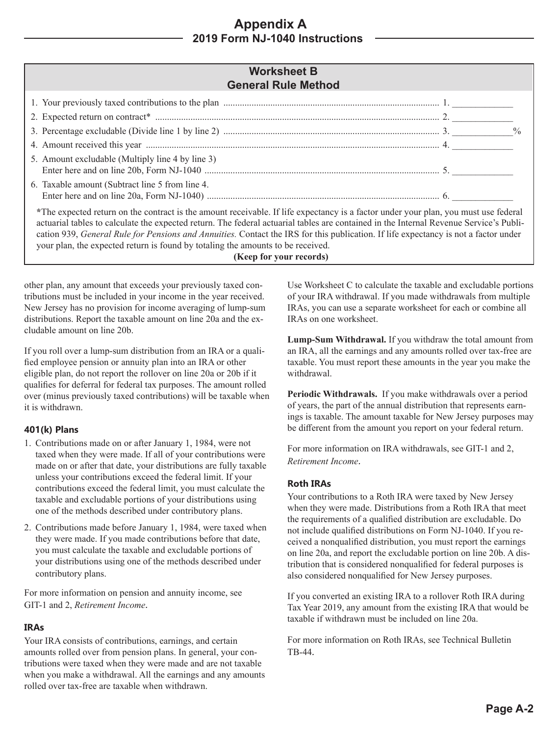## Worksheet B
## General Rule Method

1. Your previously taxed contributions to the plan ........ 1. _____________
2. Expected return on contract* ........ 2. _____________
3. Percentage excludable (Divide line 1 by line 2) ........ 3. _____________%
4. Amount received this year ........ 4. _____________
5. Amount excludable (Multiply line 4 by line 3) Enter here and on line 20b, Form NJ-1040 ........ 5. _____________
6. Taxable amount (Subtract line 5 from line 4. Enter here and on line 20a, Form NJ-1040) ........ 6. _____________

***The expected return on the contract is the amount receivable. If life expectancy is a factor under your plan, you must use federal actuarial tables to calculate the expected return. The federal actuarial tables are contained in the Internal Revenue Service's Publication 939, *General Rule for Pensions and Annuities.* Contact the IRS for this publication. If life expectancy is not a factor under your plan, the expected return is found by totaling the amounts to be received.

**(Keep for your records)**

other plan, any amount that exceeds your previously taxed contributions must be included in your income in the year received. New Jersey has no provision for income averaging of lump-sum distributions. Report the taxable amount on line 20a and the excludable amount on line 20b.

If you roll over a lump-sum distribution from an IRA or a qualified employee pension or annuity plan into an IRA or other eligible plan, do not report the rollover on line 20a or 20b if it qualifies for deferral for federal tax purposes. The amount rolled over (minus previously taxed contributions) will be taxable when it is withdrawn.

### 401(k) Plans

1. Contributions made on or after January 1, 1984, were not taxed when they were made. If all of your contributions were made on or after that date, your distributions are fully taxable unless your contributions exceed the federal limit. If your contributions exceed the federal limit, you must calculate the taxable and excludable portions of your distributions using one of the methods described under contributory plans.
2. Contributions made before January 1, 1984, were taxed when they were made. If you made contributions before that date, you must calculate the taxable and excludable portions of your distributions using one of the methods described under contributory plans.

For more information on pension and annuity income, see GIT-1 and 2, *Retirement Income*.

### IRAs

Your IRA consists of contributions, earnings, and certain amounts rolled over from pension plans. In general, your contributions were taxed when they were made and are not taxable when you make a withdrawal. All the earnings and any amounts rolled over tax-free are taxable when withdrawn.

Use Worksheet C to calculate the taxable and excludable portions of your IRA withdrawal. If you made withdrawals from multiple IRAs, you can use a separate worksheet for each or combine all IRAs on one worksheet.

**Lump-Sum Withdrawal.** If you withdraw the total amount from an IRA, all the earnings and any amounts rolled over tax-free are taxable. You must report these amounts in the year you make the withdrawal.

**Periodic Withdrawals.** If you make withdrawals over a period of years, the part of the annual distribution that represents earnings is taxable. The amount taxable for New Jersey purposes may be different from the amount you report on your federal return.

For more information on IRA withdrawals, see GIT-1 and 2, *Retirement Income*.

### Roth IRAs

Your contributions to a Roth IRA were taxed by New Jersey when they were made. Distributions from a Roth IRA that meet the requirements of a qualified distribution are excludable. Do not include qualified distributions on Form NJ-1040. If you received a nonqualified distribution, you must report the earnings on line 20a, and report the excludable portion on line 20b. A distribution that is considered nonqualified for federal purposes is also considered nonqualified for New Jersey purposes.

If you converted an existing IRA to a rollover Roth IRA during Tax Year 2019, any amount from the existing IRA that would be taxable if withdrawn must be included on line 20a.

For more information on Roth IRAs, see Technical Bulletin TB-44.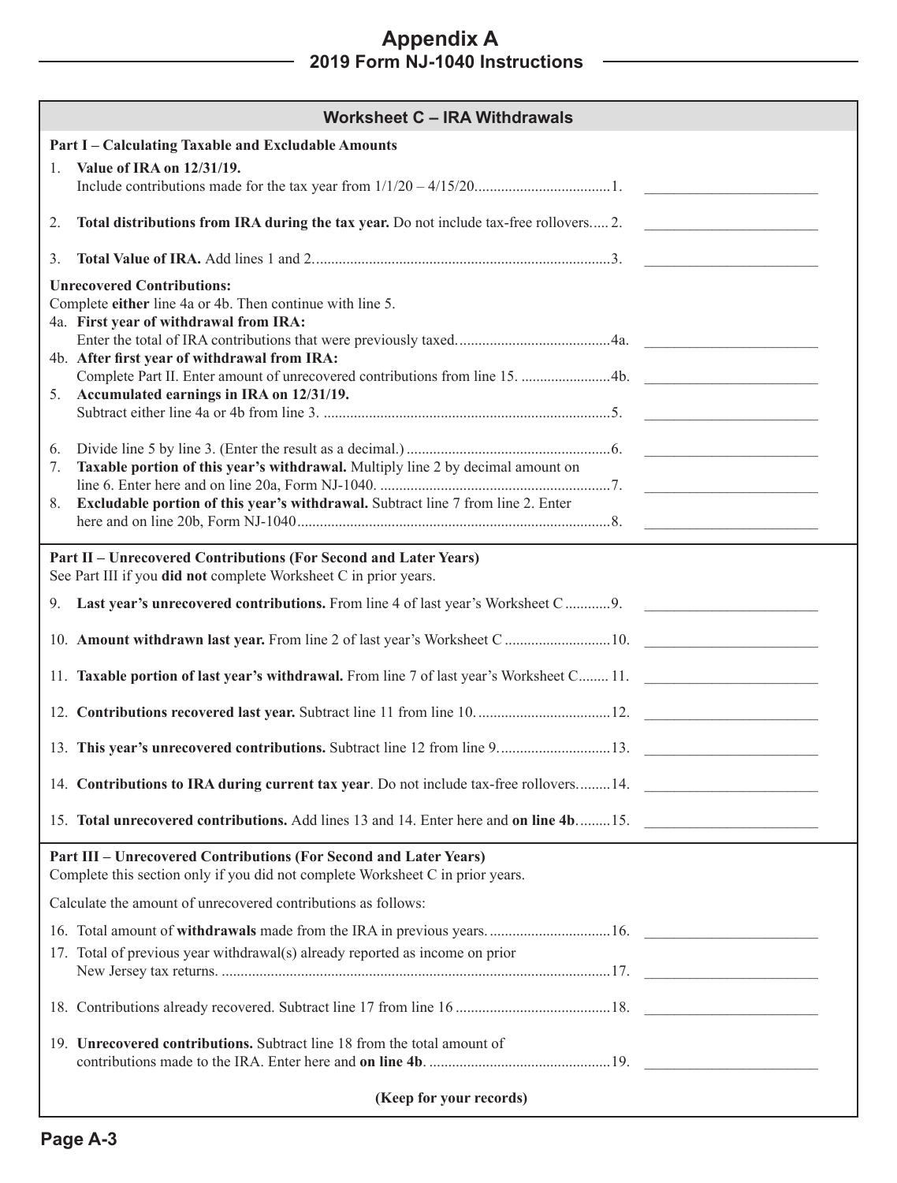# Appendix A

## 2019 Form NJ-1040 Instructions

### Worksheet C – IRA Withdrawals

**Part I – Calculating Taxable and Excludable Amounts**

1. **Value of IRA on 12/31/19.** Include contributions made for the tax year from 1/1/20 – 4/15/20....................................1. _______________
2. **Total distributions from IRA during the tax year.** Do not include tax-free rollovers.....2. _______________
3. **Total Value of IRA.** Add lines 1 and 2..............................................................................3. _______________

**Unrecovered Contributions:**
Complete **either** line 4a or 4b. Then continue with line 5.

4a. **First year of withdrawal from IRA:** Enter the total of IRA contributions that were previously taxed.........................................4a. _______________

4b. **After first year of withdrawal from IRA:** Complete Part II. Enter amount of unrecovered contributions from line 15. ........................4b. _______________

5. **Accumulated earnings in IRA on 12/31/19.** Subtract either line 4a or 4b from line 3. ...........................................................................5. _______________
6. Divide line 5 by line 3. (Enter the result as a decimal.)......................................................6. _______________
7. **Taxable portion of this year's withdrawal.** Multiply line 2 by decimal amount on line 6. Enter here and on line 20a, Form NJ-1040. ............................................................7. _______________
8. **Excludable portion of this year's withdrawal.** Subtract line 7 from line 2. Enter here and on line 20b, Form NJ-1040..................................................................................8. _______________

**Part II – Unrecovered Contributions (For Second and Later Years)**
See Part III if you **did not** complete Worksheet C in prior years.

9. **Last year's unrecovered contributions.** From line 4 of last year's Worksheet C............9. _______________
10. **Amount withdrawn last year.** From line 2 of last year's Worksheet C............................10. _______________
11. **Taxable portion of last year's withdrawal.** From line 7 of last year's Worksheet C........11. _______________
12. **Contributions recovered last year.** Subtract line 11 from line 10...................................12. _______________
13. **This year's unrecovered contributions.** Subtract line 12 from line 9.............................13. _______________
14. **Contributions to IRA during current tax year**. Do not include tax-free rollovers.........14. _______________
15. **Total unrecovered contributions.** Add lines 13 and 14. Enter here and **on line 4b**.........15. _______________

**Part III – Unrecovered Contributions (For Second and Later Years)**
Complete this section only if you did not complete Worksheet C in prior years.

Calculate the amount of unrecovered contributions as follows:

16. Total amount of **withdrawals** made from the IRA in previous years.................................16. _______________
17. Total of previous year withdrawal(s) already reported as income on prior New Jersey tax returns. .......................................................................................................17. _______________
18. Contributions already recovered. Subtract line 17 from line 16.........................................18. _______________
19. **Unrecovered contributions.** Subtract line 18 from the total amount of contributions made to the IRA. Enter here and **on line 4b**. ................................................19. _______________

**(Keep for your records)**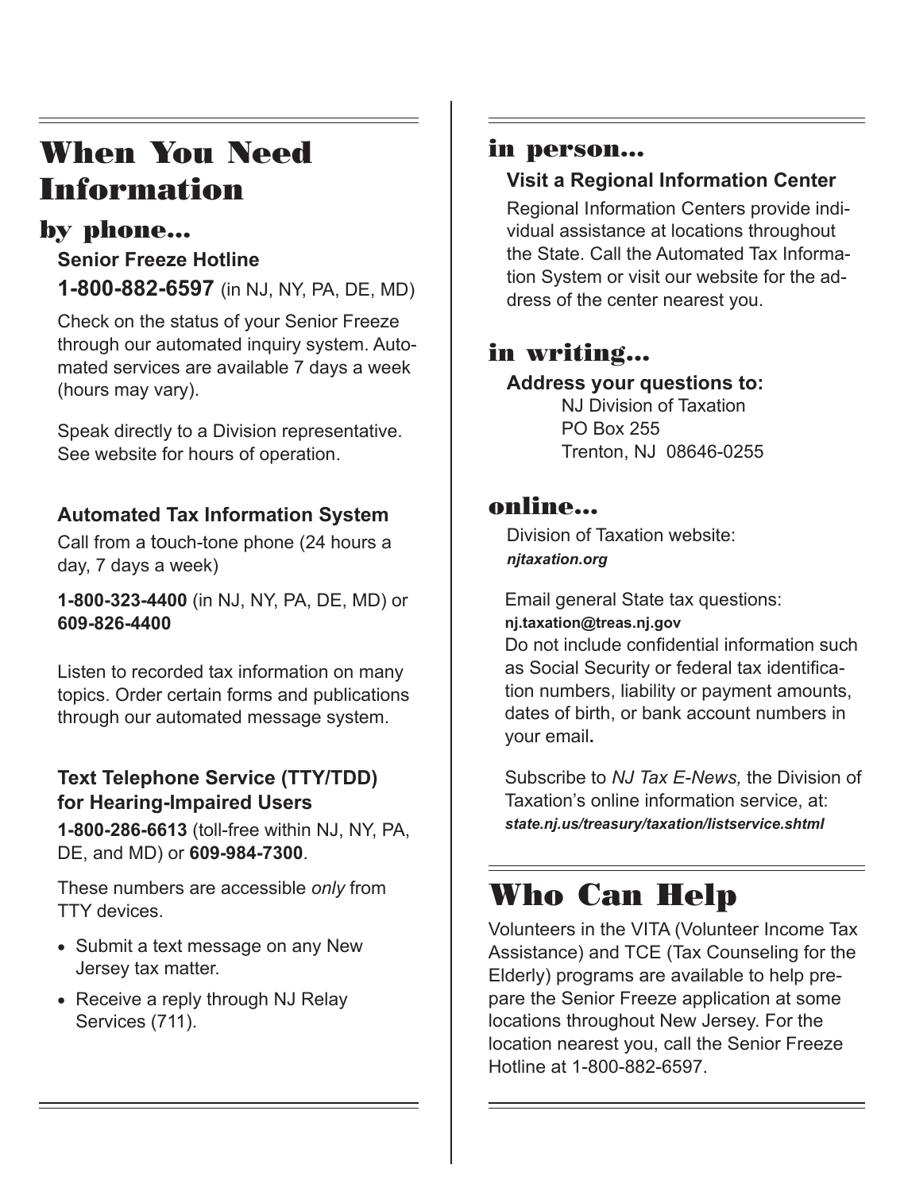# When You Need Information

## by phone...

**Senior Freeze Hotline**

**1-800-882-6597** (in NJ, NY, PA, DE, MD)

Check on the status of your Senior Freeze through our automated inquiry system. Automated services are available 7 days a week (hours may vary).

Speak directly to a Division representative. See website for hours of operation.

**Automated Tax Information System**

Call from a touch-tone phone (24 hours a day, 7 days a week)

**1-800-323-4400** (in NJ, NY, PA, DE, MD) or **609-826-4400**

Listen to recorded tax information on many topics. Order certain forms and publications through our automated message system.

**Text Telephone Service (TTY/TDD) for Hearing-Impaired Users**

**1-800-286-6613** (toll-free within NJ, NY, PA, DE, and MD) or **609-984-7300**.

These numbers are accessible *only* from TTY devices.

- Submit a text message on any New Jersey tax matter.
- Receive a reply through NJ Relay Services (711).

## in person...

**Visit a Regional Information Center**

Regional Information Centers provide individual assistance at locations throughout the State. Call the Automated Tax Information System or visit our website for the address of the center nearest you.

## in writing...

**Address your questions to:**

NJ Division of Taxation
PO Box 255
Trenton, NJ 08646-0255

## online...

Division of Taxation website:
***njtaxation.org***

Email general State tax questions:
**nj.taxation@treas.nj.gov**
Do not include confidential information such as Social Security or federal tax identification numbers, liability or payment amounts, dates of birth, or bank account numbers in your email**.**

Subscribe to *NJ Tax E-News,* the Division of Taxation's online information service, at:
***state.nj.us/treasury/taxation/listservice.shtml***

# Who Can Help

Volunteers in the VITA (Volunteer Income Tax Assistance) and TCE (Tax Counseling for the Elderly) programs are available to help prepare the Senior Freeze application at some locations throughout New Jersey. For the location nearest you, call the Senior Freeze Hotline at 1-800-882-6597.